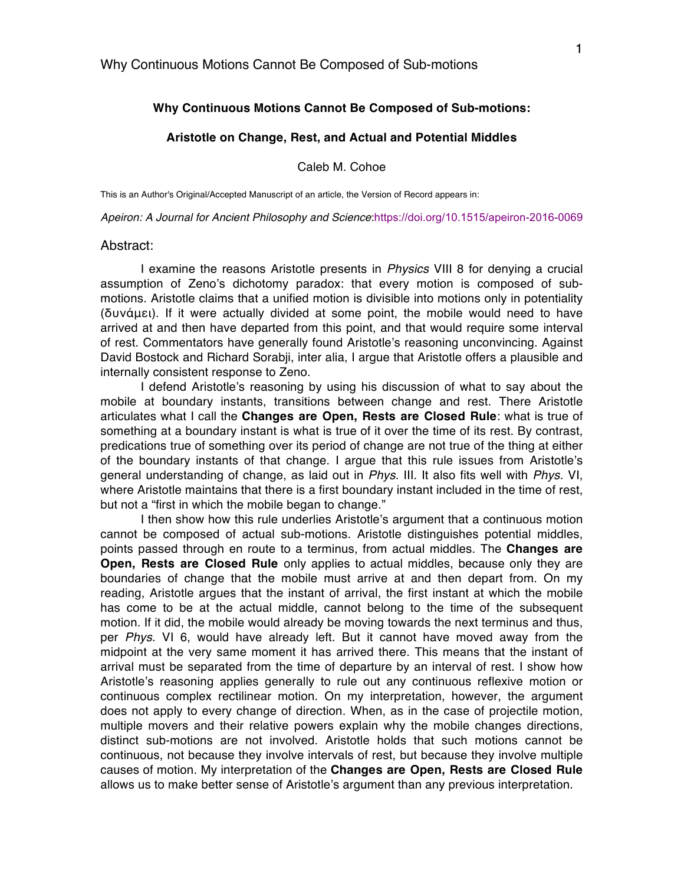**Why Continuous Motions Cannot Be Composed of Sub-motions:**

**Aristotle on Change, Rest, and Actual and Potential Middles**

Caleb M. Cohoe

This is an Author's Original/Accepted Manuscript of an article, the Version of Record appears in:

*Apeiron: A Journal for Ancient Philosophy and Science*:https://doi.org/10.1515/apeiron-2016-0069

## Abstract:

I examine the reasons Aristotle presents in *Physics* VIII 8 for denying a crucial assumption of Zeno's dichotomy paradox: that every motion is composed of sub-motions. Aristotle claims that a unified motion is divisible into motions only in potentiality (δυνάμει). If it were actually divided at some point, the mobile would need to have arrived at and then have departed from this point, and that would require some interval of rest. Commentators have generally found Aristotle's reasoning unconvincing. Against David Bostock and Richard Sorabji, inter alia, I argue that Aristotle offers a plausible and internally consistent response to Zeno.

I defend Aristotle's reasoning by using his discussion of what to say about the mobile at boundary instants, transitions between change and rest. There Aristotle articulates what I call the **Changes are Open, Rests are Closed Rule**: what is true of something at a boundary instant is what is true of it over the time of its rest. By contrast, predications true of something over its period of change are not true of the thing at either of the boundary instants of that change. I argue that this rule issues from Aristotle's general understanding of change, as laid out in *Phys.* III. It also fits well with *Phys.* VI, where Aristotle maintains that there is a first boundary instant included in the time of rest, but not a "first in which the mobile began to change."

I then show how this rule underlies Aristotle's argument that a continuous motion cannot be composed of actual sub-motions. Aristotle distinguishes potential middles, points passed through en route to a terminus, from actual middles. The **Changes are Open, Rests are Closed Rule** only applies to actual middles, because only they are boundaries of change that the mobile must arrive at and then depart from. On my reading, Aristotle argues that the instant of arrival, the first instant at which the mobile has come to be at the actual middle, cannot belong to the time of the subsequent motion. If it did, the mobile would already be moving towards the next terminus and thus, per *Phys.* VI 6, would have already left. But it cannot have moved away from the midpoint at the very same moment it has arrived there. This means that the instant of arrival must be separated from the time of departure by an interval of rest. I show how Aristotle's reasoning applies generally to rule out any continuous reflexive motion or continuous complex rectilinear motion. On my interpretation, however, the argument does not apply to every change of direction. When, as in the case of projectile motion, multiple movers and their relative powers explain why the mobile changes directions, distinct sub-motions are not involved. Aristotle holds that such motions cannot be continuous, not because they involve intervals of rest, but because they involve multiple causes of motion. My interpretation of the **Changes are Open, Rests are Closed Rule** allows us to make better sense of Aristotle's argument than any previous interpretation.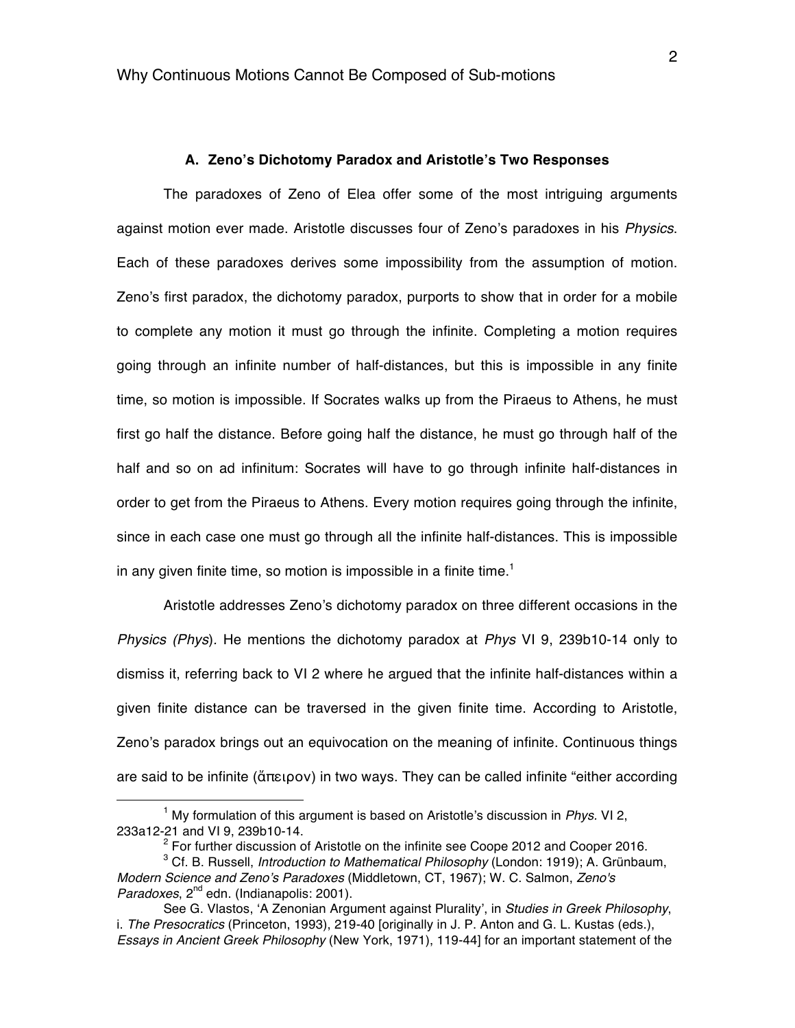### A. Zeno's Dichotomy Paradox and Aristotle's Two Responses

The paradoxes of Zeno of Elea offer some of the most intriguing arguments against motion ever made. Aristotle discusses four of Zeno's paradoxes in his *Physics*. Each of these paradoxes derives some impossibility from the assumption of motion. Zeno's first paradox, the dichotomy paradox, purports to show that in order for a mobile to complete any motion it must go through the infinite. Completing a motion requires going through an infinite number of half-distances, but this is impossible in any finite time, so motion is impossible. If Socrates walks up from the Piraeus to Athens, he must first go half the distance. Before going half the distance, he must go through half of the half and so on ad infinitum: Socrates will have to go through infinite half-distances in order to get from the Piraeus to Athens. Every motion requires going through the infinite, since in each case one must go through all the infinite half-distances. This is impossible in any given finite time, so motion is impossible in a finite time.[1]

Aristotle addresses Zeno's dichotomy paradox on three different occasions in the *Physics (Phys).* He mentions the dichotomy paradox at *Phys* VI 9, 239b10-14 only to dismiss it, referring back to VI 2 where he argued that the infinite half-distances within a given finite distance can be traversed in the given finite time. According to Aristotle, Zeno's paradox brings out an equivocation on the meaning of infinite. Continuous things are said to be infinite (ἄπειρον) in two ways. They can be called infinite "either according

---

[1] My formulation of this argument is based on Aristotle's discussion in *Phys.* VI 2, 233a12-21 and VI 9, 239b10-14.

[2] For further discussion of Aristotle on the infinite see Coope 2012 and Cooper 2016.

[3] Cf. B. Russell, *Introduction to Mathematical Philosophy* (London: 1919); A. Grünbaum, *Modern Science and Zeno's Paradoxes* (Middletown, CT, 1967); W. C. Salmon, *Zeno's Paradoxes*, 2nd edn. (Indianapolis: 2001).

See G. Vlastos, 'A Zenonian Argument against Plurality', in *Studies in Greek Philosophy*, i. *The Presocratics* (Princeton, 1993), 219-40 [originally in J. P. Anton and G. L. Kustas (eds.), *Essays in Ancient Greek Philosophy* (New York, 1971), 119-44] for an important statement of the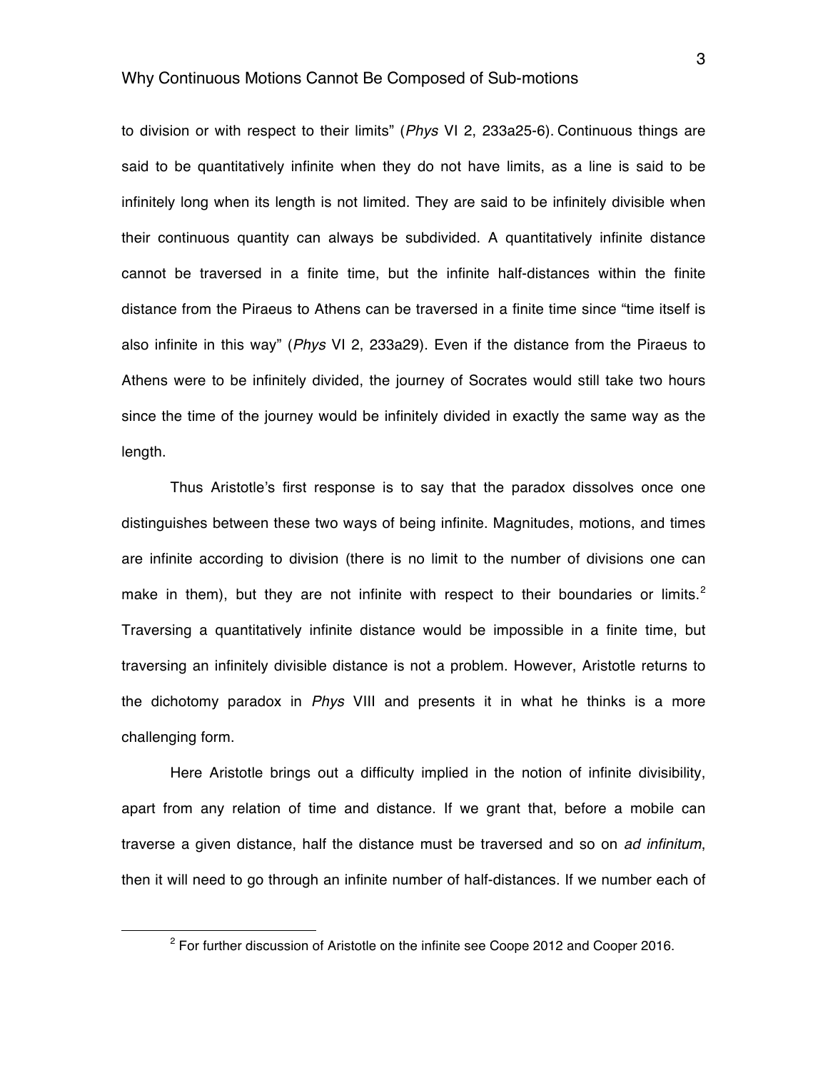to division or with respect to their limits" (*Phys* VI 2, 233a25-6). Continuous things are said to be quantitatively infinite when they do not have limits, as a line is said to be infinitely long when its length is not limited. They are said to be infinitely divisible when their continuous quantity can always be subdivided. A quantitatively infinite distance cannot be traversed in a finite time, but the infinite half-distances within the finite distance from the Piraeus to Athens can be traversed in a finite time since "time itself is also infinite in this way" (*Phys* VI 2, 233a29). Even if the distance from the Piraeus to Athens were to be infinitely divided, the journey of Socrates would still take two hours since the time of the journey would be infinitely divided in exactly the same way as the length.

Thus Aristotle's first response is to say that the paradox dissolves once one distinguishes between these two ways of being infinite. Magnitudes, motions, and times are infinite according to division (there is no limit to the number of divisions one can make in them), but they are not infinite with respect to their boundaries or limits.[2] Traversing a quantitatively infinite distance would be impossible in a finite time, but traversing an infinitely divisible distance is not a problem. However, Aristotle returns to the dichotomy paradox in *Phys* VIII and presents it in what he thinks is a more challenging form.

Here Aristotle brings out a difficulty implied in the notion of infinite divisibility, apart from any relation of time and distance. If we grant that, before a mobile can traverse a given distance, half the distance must be traversed and so on *ad infinitum*, then it will need to go through an infinite number of half-distances. If we number each of

[2] For further discussion of Aristotle on the infinite see Coope 2012 and Cooper 2016.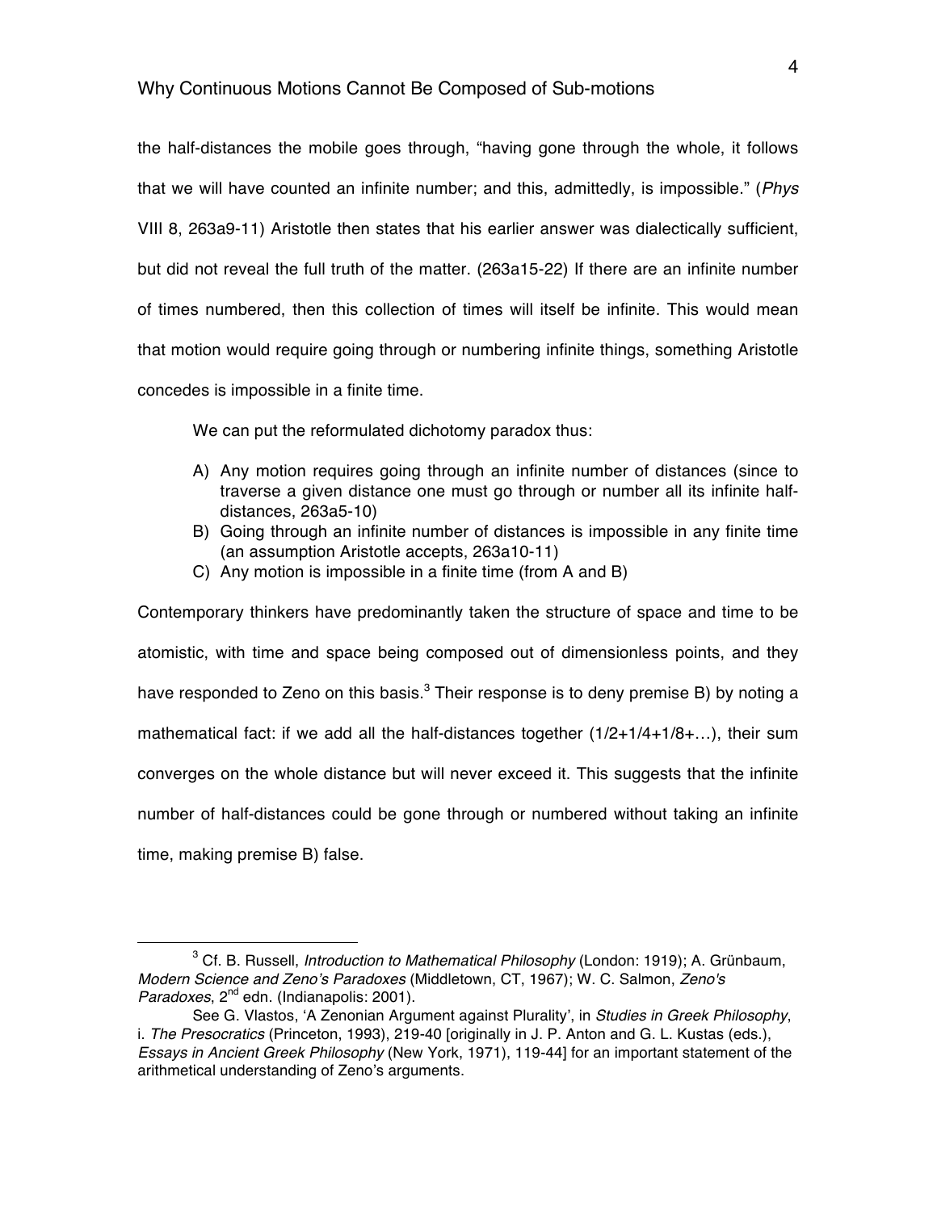the half-distances the mobile goes through, "having gone through the whole, it follows that we will have counted an infinite number; and this, admittedly, is impossible." (*Phys* VIII 8, 263a9-11) Aristotle then states that his earlier answer was dialectically sufficient, but did not reveal the full truth of the matter. (263a15-22) If there are an infinite number of times numbered, then this collection of times will itself be infinite. This would mean that motion would require going through or numbering infinite things, something Aristotle concedes is impossible in a finite time.

We can put the reformulated dichotomy paradox thus:

A) Any motion requires going through an infinite number of distances (since to traverse a given distance one must go through or number all its infinite half-distances, 263a5-10)
B) Going through an infinite number of distances is impossible in any finite time (an assumption Aristotle accepts, 263a10-11)
C) Any motion is impossible in a finite time (from A and B)

Contemporary thinkers have predominantly taken the structure of space and time to be atomistic, with time and space being composed out of dimensionless points, and they have responded to Zeno on this basis.[3] Their response is to deny premise B) by noting a mathematical fact: if we add all the half-distances together (1/2+1/4+1/8+…), their sum converges on the whole distance but will never exceed it. This suggests that the infinite number of half-distances could be gone through or numbered without taking an infinite time, making premise B) false.

---

[3] Cf. B. Russell, *Introduction to Mathematical Philosophy* (London: 1919); A. Grünbaum, *Modern Science and Zeno's Paradoxes* (Middletown, CT, 1967); W. C. Salmon, *Zeno's Paradoxes*, 2nd edn. (Indianapolis: 2001).

See G. Vlastos, 'A Zenonian Argument against Plurality', in *Studies in Greek Philosophy*, i. *The Presocratics* (Princeton, 1993), 219-40 [originally in J. P. Anton and G. L. Kustas (eds.), *Essays in Ancient Greek Philosophy* (New York, 1971), 119-44] for an important statement of the arithmetical understanding of Zeno's arguments.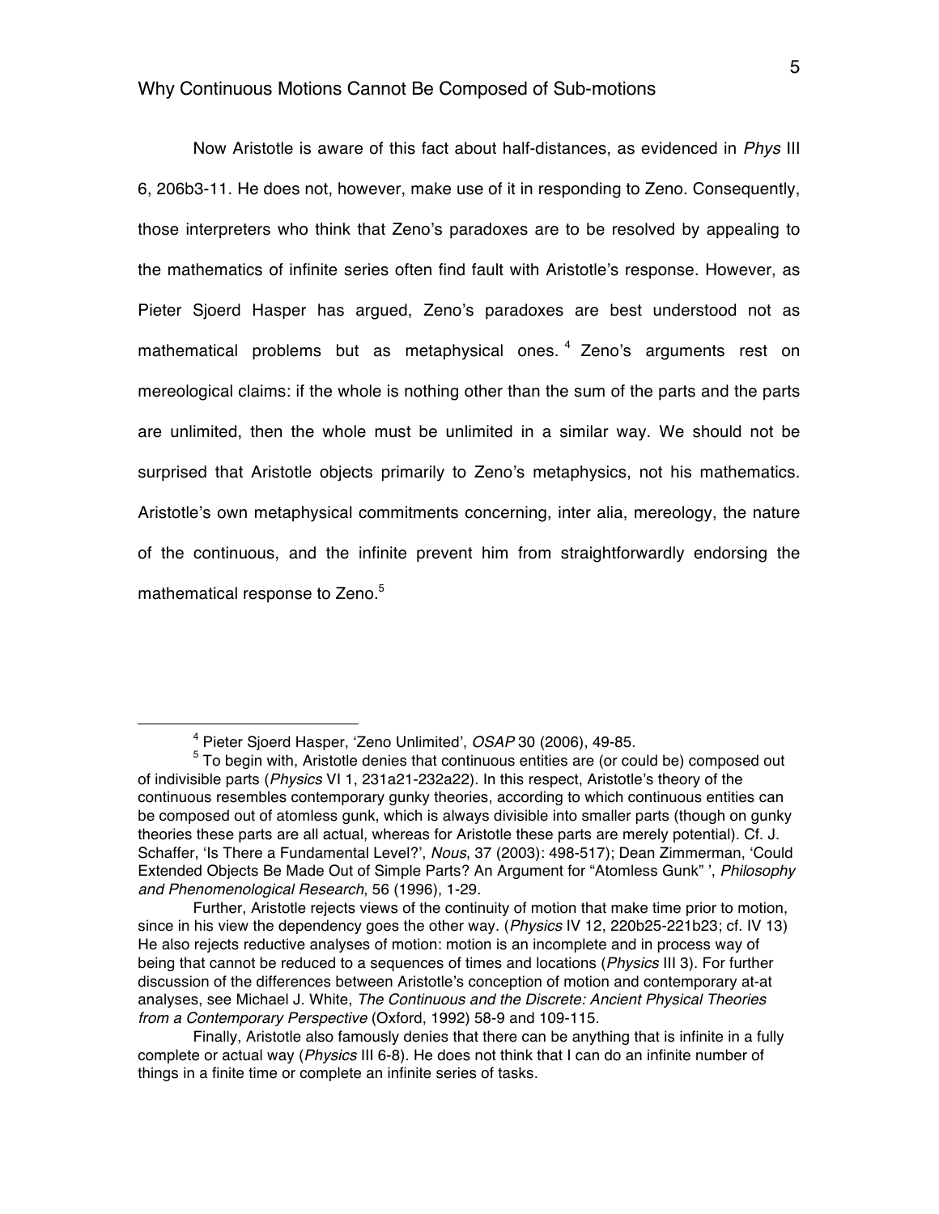Now Aristotle is aware of this fact about half-distances, as evidenced in *Phys* III 6, 206b3-11. He does not, however, make use of it in responding to Zeno. Consequently, those interpreters who think that Zeno's paradoxes are to be resolved by appealing to the mathematics of infinite series often find fault with Aristotle's response. However, as Pieter Sjoerd Hasper has argued, Zeno's paradoxes are best understood not as mathematical problems but as metaphysical ones.[4] Zeno's arguments rest on mereological claims: if the whole is nothing other than the sum of the parts and the parts are unlimited, then the whole must be unlimited in a similar way. We should not be surprised that Aristotle objects primarily to Zeno's metaphysics, not his mathematics. Aristotle's own metaphysical commitments concerning, inter alia, mereology, the nature of the continuous, and the infinite prevent him from straightforwardly endorsing the mathematical response to Zeno.[5]

---

[4] Pieter Sjoerd Hasper, 'Zeno Unlimited', *OSAP* 30 (2006), 49-85.

[5] To begin with, Aristotle denies that continuous entities are (or could be) composed out of indivisible parts (*Physics* VI 1, 231a21-232a22). In this respect, Aristotle's theory of the continuous resembles contemporary gunky theories, according to which continuous entities can be composed out of atomless gunk, which is always divisible into smaller parts (though on gunky theories these parts are all actual, whereas for Aristotle these parts are merely potential). Cf. J. Schaffer, 'Is There a Fundamental Level?', *Nous*, 37 (2003): 498-517); Dean Zimmerman, 'Could Extended Objects Be Made Out of Simple Parts? An Argument for "Atomless Gunk" ', *Philosophy and Phenomenological Research*, 56 (1996), 1-29.

Further, Aristotle rejects views of the continuity of motion that make time prior to motion, since in his view the dependency goes the other way. (*Physics* IV 12, 220b25-221b23; cf. IV 13) He also rejects reductive analyses of motion: motion is an incomplete and in process way of being that cannot be reduced to a sequences of times and locations (*Physics* III 3). For further discussion of the differences between Aristotle's conception of motion and contemporary at-at analyses, see Michael J. White, *The Continuous and the Discrete: Ancient Physical Theories from a Contemporary Perspective* (Oxford, 1992) 58-9 and 109-115.

Finally, Aristotle also famously denies that there can be anything that is infinite in a fully complete or actual way (*Physics* III 6-8). He does not think that I can do an infinite number of things in a finite time or complete an infinite series of tasks.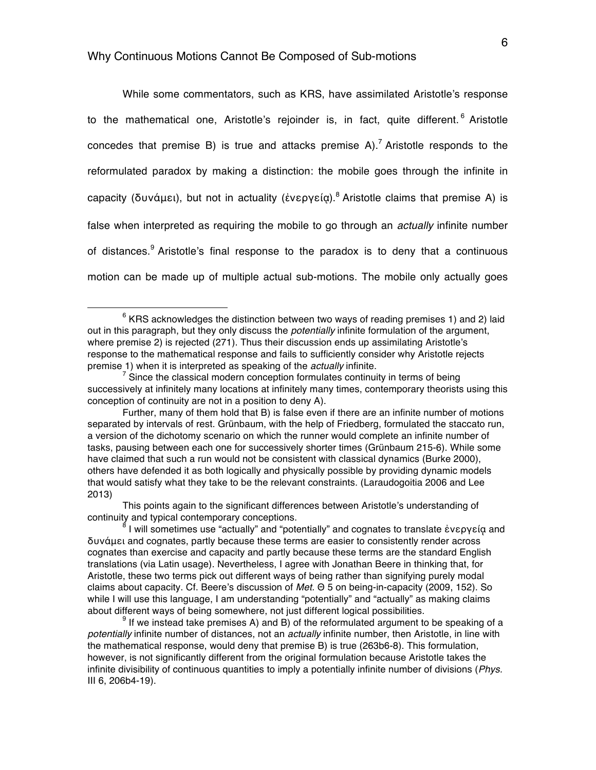While some commentators, such as KRS, have assimilated Aristotle's response to the mathematical one, Aristotle's rejoinder is, in fact, quite different.[6] Aristotle concedes that premise B) is true and attacks premise A).[7] Aristotle responds to the reformulated paradox by making a distinction: the mobile goes through the infinite in capacity (δυνάμει), but not in actuality (ἐνεργείᾳ).[8] Aristotle claims that premise A) is false when interpreted as requiring the mobile to go through an *actually* infinite number of distances.[9] Aristotle's final response to the paradox is to deny that a continuous motion can be made up of multiple actual sub-motions. The mobile only actually goes

---

[6] KRS acknowledges the distinction between two ways of reading premises 1) and 2) laid out in this paragraph, but they only discuss the *potentially* infinite formulation of the argument, where premise 2) is rejected (271). Thus their discussion ends up assimilating Aristotle's response to the mathematical response and fails to sufficiently consider why Aristotle rejects premise 1) when it is interpreted as speaking of the *actually* infinite.

[7] Since the classical modern conception formulates continuity in terms of being successively at infinitely many locations at infinitely many times, contemporary theorists using this conception of continuity are not in a position to deny A).

Further, many of them hold that B) is false even if there are an infinite number of motions separated by intervals of rest. Grünbaum, with the help of Friedberg, formulated the staccato run, a version of the dichotomy scenario on which the runner would complete an infinite number of tasks, pausing between each one for successively shorter times (Grünbaum 215-6). While some have claimed that such a run would not be consistent with classical dynamics (Burke 2000), others have defended it as both logically and physically possible by providing dynamic models that would satisfy what they take to be the relevant constraints. (Laraudogoitia 2006 and Lee 2013)

This points again to the significant differences between Aristotle's understanding of continuity and typical contemporary conceptions.

[8] I will sometimes use "actually" and "potentially" and cognates to translate ἐνεργείᾳ and δυνάμει and cognates, partly because these terms are easier to consistently render across cognates than exercise and capacity and partly because these terms are the standard English translations (via Latin usage). Nevertheless, I agree with Jonathan Beere in thinking that, for Aristotle, these two terms pick out different ways of being rather than signifying purely modal claims about capacity. Cf. Beere's discussion of *Met.* Θ 5 on being-in-capacity (2009, 152). So while I will use this language, I am understanding "potentially" and "actually" as making claims about different ways of being somewhere, not just different logical possibilities.

[9] If we instead take premises A) and B) of the reformulated argument to be speaking of a *potentially* infinite number of distances, not an *actually* infinite number, then Aristotle, in line with the mathematical response, would deny that premise B) is true (263b6-8). This formulation, however, is not significantly different from the original formulation because Aristotle takes the infinite divisibility of continuous quantities to imply a potentially infinite number of divisions (*Phys.* III 6, 206b4-19).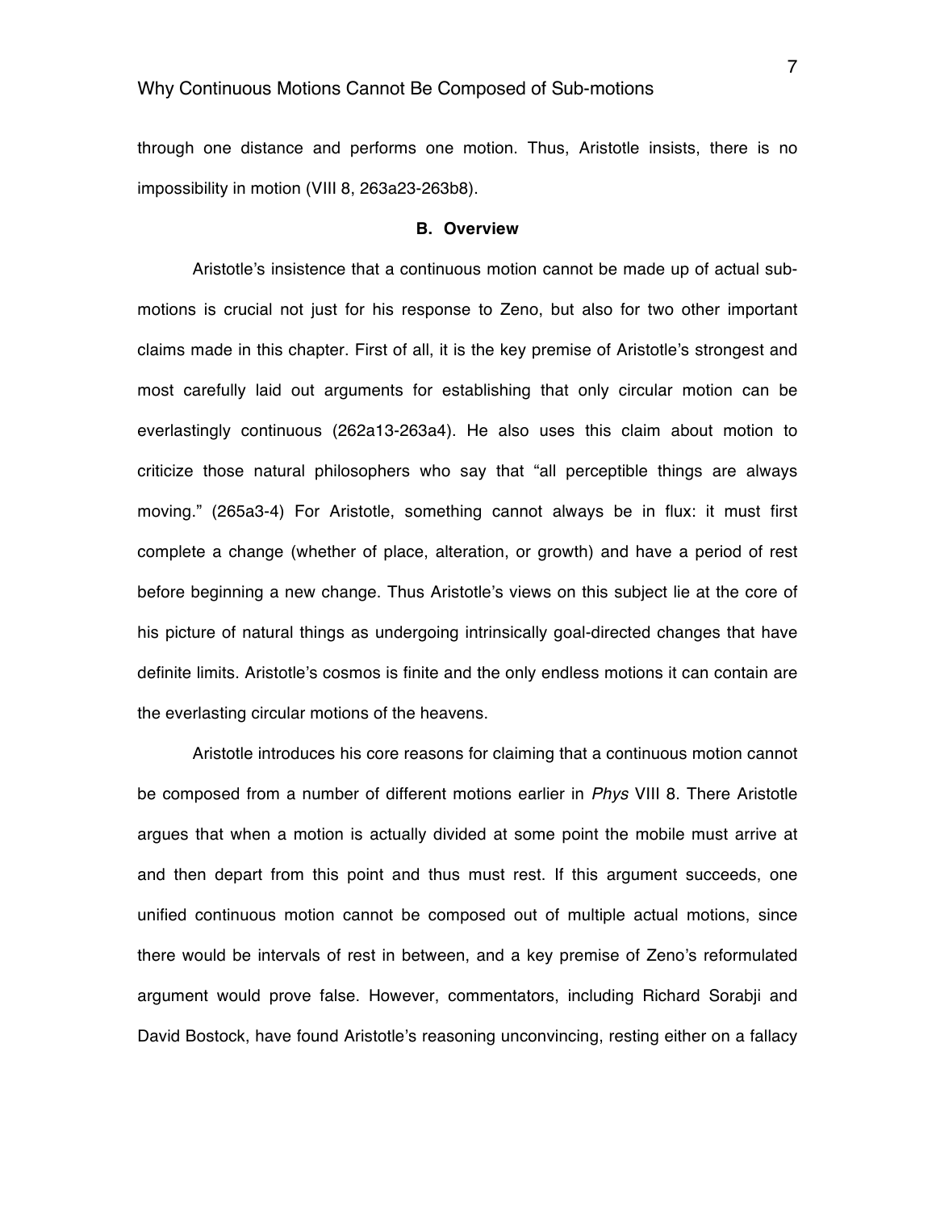through one distance and performs one motion. Thus, Aristotle insists, there is no impossibility in motion (VIII 8, 263a23-263b8).

### B. Overview

Aristotle's insistence that a continuous motion cannot be made up of actual sub-motions is crucial not just for his response to Zeno, but also for two other important claims made in this chapter. First of all, it is the key premise of Aristotle's strongest and most carefully laid out arguments for establishing that only circular motion can be everlastingly continuous (262a13-263a4). He also uses this claim about motion to criticize those natural philosophers who say that "all perceptible things are always moving." (265a3-4) For Aristotle, something cannot always be in flux: it must first complete a change (whether of place, alteration, or growth) and have a period of rest before beginning a new change. Thus Aristotle's views on this subject lie at the core of his picture of natural things as undergoing intrinsically goal-directed changes that have definite limits. Aristotle's cosmos is finite and the only endless motions it can contain are the everlasting circular motions of the heavens.

Aristotle introduces his core reasons for claiming that a continuous motion cannot be composed from a number of different motions earlier in *Phys* VIII 8. There Aristotle argues that when a motion is actually divided at some point the mobile must arrive at and then depart from this point and thus must rest. If this argument succeeds, one unified continuous motion cannot be composed out of multiple actual motions, since there would be intervals of rest in between, and a key premise of Zeno's reformulated argument would prove false. However, commentators, including Richard Sorabji and David Bostock, have found Aristotle's reasoning unconvincing, resting either on a fallacy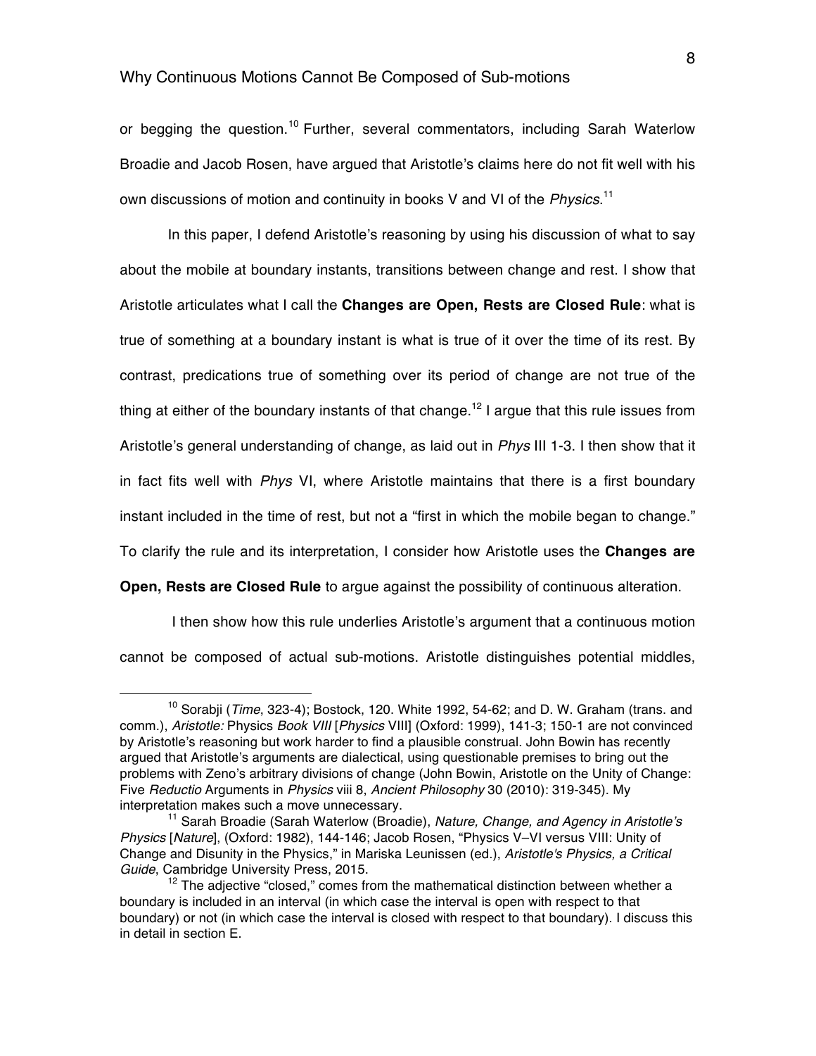or begging the question.[10] Further, several commentators, including Sarah Waterlow Broadie and Jacob Rosen, have argued that Aristotle's claims here do not fit well with his own discussions of motion and continuity in books V and VI of the *Physics*.[11]

In this paper, I defend Aristotle's reasoning by using his discussion of what to say about the mobile at boundary instants, transitions between change and rest. I show that Aristotle articulates what I call the **Changes are Open, Rests are Closed Rule**: what is true of something at a boundary instant is what is true of it over the time of its rest. By contrast, predications true of something over its period of change are not true of the thing at either of the boundary instants of that change.[12] I argue that this rule issues from Aristotle's general understanding of change, as laid out in *Phys* III 1-3. I then show that it in fact fits well with *Phys* VI, where Aristotle maintains that there is a first boundary instant included in the time of rest, but not a "first in which the mobile began to change." To clarify the rule and its interpretation, I consider how Aristotle uses the **Changes are Open, Rests are Closed Rule** to argue against the possibility of continuous alteration.

I then show how this rule underlies Aristotle's argument that a continuous motion cannot be composed of actual sub-motions. Aristotle distinguishes potential middles,

---

[10] Sorabji (*Time*, 323-4); Bostock, 120. White 1992, 54-62; and D. W. Graham (trans. and comm.), *Aristotle:* Physics *Book VIII* [*Physics* VIII] (Oxford: 1999), 141-3; 150-1 are not convinced by Aristotle's reasoning but work harder to find a plausible construal. John Bowin has recently argued that Aristotle's arguments are dialectical, using questionable premises to bring out the problems with Zeno's arbitrary divisions of change (John Bowin, Aristotle on the Unity of Change: Five *Reductio* Arguments in *Physics* viii 8, *Ancient Philosophy* 30 (2010): 319-345). My interpretation makes such a move unnecessary.

[11] Sarah Broadie (Sarah Waterlow (Broadie), *Nature, Change, and Agency in Aristotle's Physics* [*Nature*], (Oxford: 1982), 144-146; Jacob Rosen, "Physics V–VI versus VIII: Unity of Change and Disunity in the Physics," in Mariska Leunissen (ed.), *Aristotle's Physics, a Critical Guide*, Cambridge University Press, 2015.

[12] The adjective "closed," comes from the mathematical distinction between whether a boundary is included in an interval (in which case the interval is open with respect to that boundary) or not (in which case the interval is closed with respect to that boundary). I discuss this in detail in section E.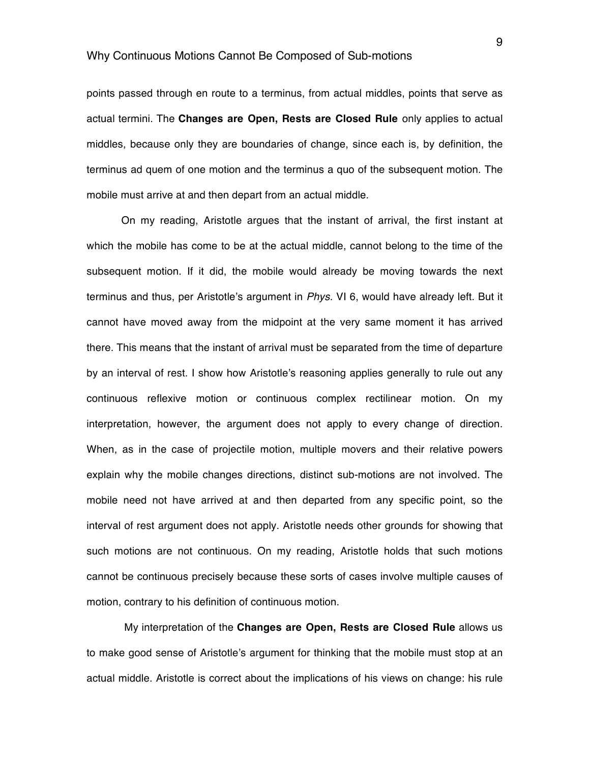points passed through en route to a terminus, from actual middles, points that serve as actual termini. The **Changes are Open, Rests are Closed Rule** only applies to actual middles, because only they are boundaries of change, since each is, by definition, the terminus ad quem of one motion and the terminus a quo of the subsequent motion. The mobile must arrive at and then depart from an actual middle.

On my reading, Aristotle argues that the instant of arrival, the first instant at which the mobile has come to be at the actual middle, cannot belong to the time of the subsequent motion. If it did, the mobile would already be moving towards the next terminus and thus, per Aristotle's argument in *Phys.* VI 6, would have already left. But it cannot have moved away from the midpoint at the very same moment it has arrived there. This means that the instant of arrival must be separated from the time of departure by an interval of rest. I show how Aristotle's reasoning applies generally to rule out any continuous reflexive motion or continuous complex rectilinear motion. On my interpretation, however, the argument does not apply to every change of direction. When, as in the case of projectile motion, multiple movers and their relative powers explain why the mobile changes directions, distinct sub-motions are not involved. The mobile need not have arrived at and then departed from any specific point, so the interval of rest argument does not apply. Aristotle needs other grounds for showing that such motions are not continuous. On my reading, Aristotle holds that such motions cannot be continuous precisely because these sorts of cases involve multiple causes of motion, contrary to his definition of continuous motion.

My interpretation of the **Changes are Open, Rests are Closed Rule** allows us to make good sense of Aristotle's argument for thinking that the mobile must stop at an actual middle. Aristotle is correct about the implications of his views on change: his rule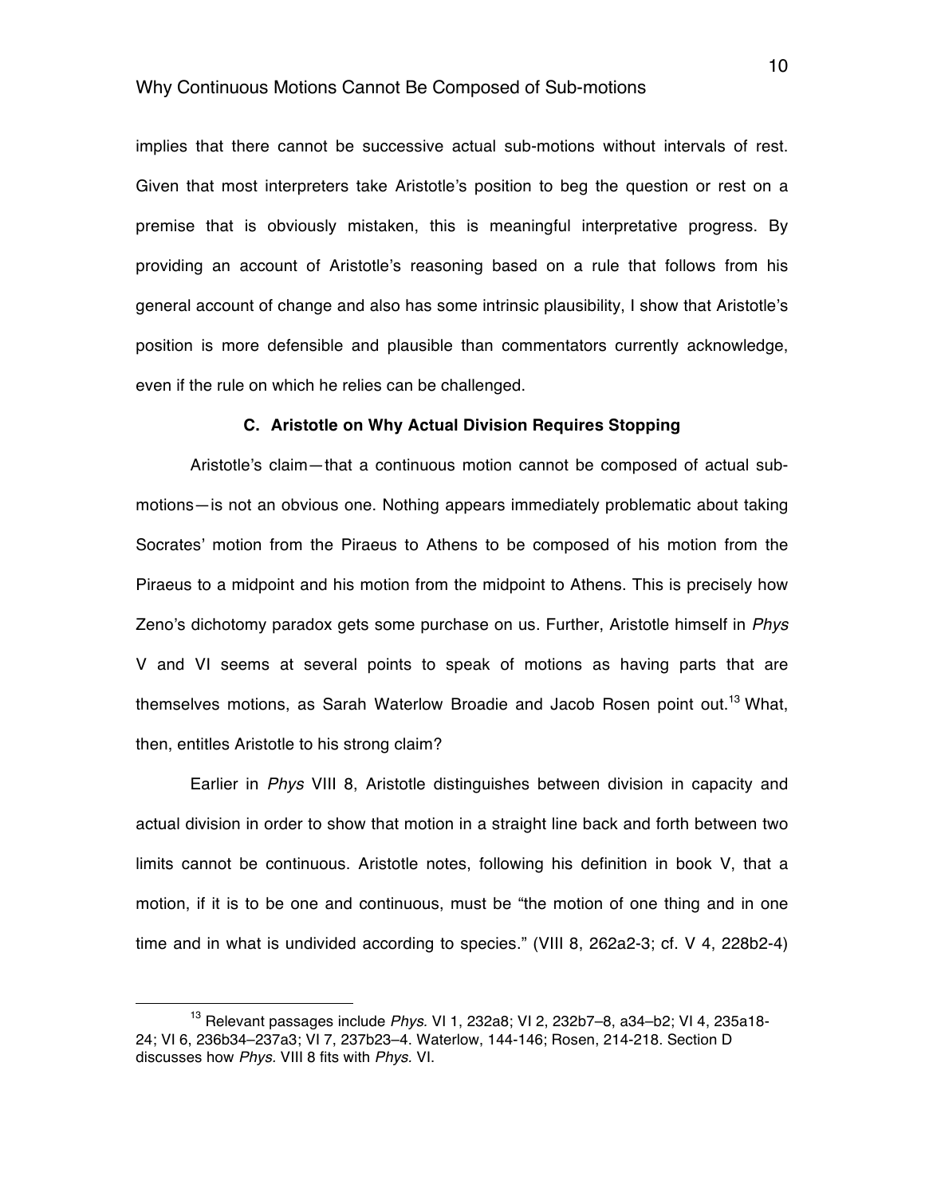implies that there cannot be successive actual sub-motions without intervals of rest. Given that most interpreters take Aristotle's position to beg the question or rest on a premise that is obviously mistaken, this is meaningful interpretative progress. By providing an account of Aristotle's reasoning based on a rule that follows from his general account of change and also has some intrinsic plausibility, I show that Aristotle's position is more defensible and plausible than commentators currently acknowledge, even if the rule on which he relies can be challenged.

### C. Aristotle on Why Actual Division Requires Stopping

Aristotle's claim—that a continuous motion cannot be composed of actual sub-motions—is not an obvious one. Nothing appears immediately problematic about taking Socrates' motion from the Piraeus to Athens to be composed of his motion from the Piraeus to a midpoint and his motion from the midpoint to Athens. This is precisely how Zeno's dichotomy paradox gets some purchase on us. Further, Aristotle himself in *Phys* V and VI seems at several points to speak of motions as having parts that are themselves motions, as Sarah Waterlow Broadie and Jacob Rosen point out.[13] What, then, entitles Aristotle to his strong claim?

Earlier in *Phys* VIII 8, Aristotle distinguishes between division in capacity and actual division in order to show that motion in a straight line back and forth between two limits cannot be continuous. Aristotle notes, following his definition in book V, that a motion, if it is to be one and continuous, must be "the motion of one thing and in one time and in what is undivided according to species." (VIII 8, 262a2-3; cf. V 4, 228b2-4)

---

[13] Relevant passages include *Phys.* VI 1, 232a8; VI 2, 232b7–8, a34–b2; VI 4, 235a18-24; VI 6, 236b34–237a3; VI 7, 237b23–4. Waterlow, 144-146; Rosen, 214-218. Section D discusses how *Phys.* VIII 8 fits with *Phys.* VI.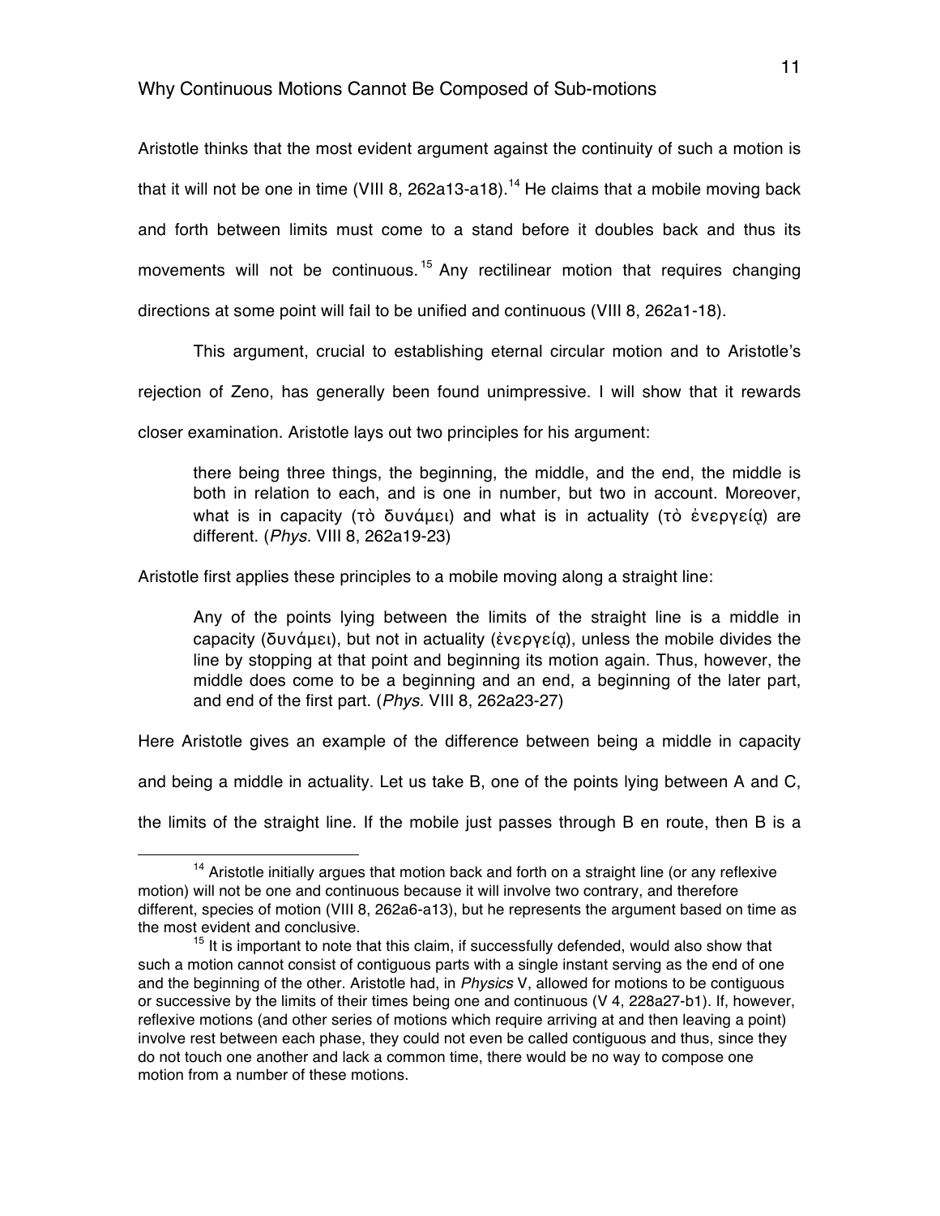Aristotle thinks that the most evident argument against the continuity of such a motion is that it will not be one in time (VIII 8, 262a13-a18).[14] He claims that a mobile moving back and forth between limits must come to a stand before it doubles back and thus its movements will not be continuous.[15] Any rectilinear motion that requires changing directions at some point will fail to be unified and continuous (VIII 8, 262a1-18).

This argument, crucial to establishing eternal circular motion and to Aristotle's rejection of Zeno, has generally been found unimpressive. I will show that it rewards closer examination. Aristotle lays out two principles for his argument:

> there being three things, the beginning, the middle, and the end, the middle is both in relation to each, and is one in number, but two in account. Moreover, what is in capacity (τὸ δυνάμει) and what is in actuality (τὸ ἐνεργείᾳ) are different. (*Phys.* VIII 8, 262a19-23)

Aristotle first applies these principles to a mobile moving along a straight line:

> Any of the points lying between the limits of the straight line is a middle in capacity (δυνάμει), but not in actuality (ἐνεργείᾳ), unless the mobile divides the line by stopping at that point and beginning its motion again. Thus, however, the middle does come to be a beginning and an end, a beginning of the later part, and end of the first part. (*Phys.* VIII 8, 262a23-27)

Here Aristotle gives an example of the difference between being a middle in capacity and being a middle in actuality. Let us take B, one of the points lying between A and C, the limits of the straight line. If the mobile just passes through B en route, then B is a

---

[14] Aristotle initially argues that motion back and forth on a straight line (or any reflexive motion) will not be one and continuous because it will involve two contrary, and therefore different, species of motion (VIII 8, 262a6-a13), but he represents the argument based on time as the most evident and conclusive.

[15] It is important to note that this claim, if successfully defended, would also show that such a motion cannot consist of contiguous parts with a single instant serving as the end of one and the beginning of the other. Aristotle had, in *Physics* V, allowed for motions to be contiguous or successive by the limits of their times being one and continuous (V 4, 228a27-b1). If, however, reflexive motions (and other series of motions which require arriving at and then leaving a point) involve rest between each phase, they could not even be called contiguous and thus, since they do not touch one another and lack a common time, there would be no way to compose one motion from a number of these motions.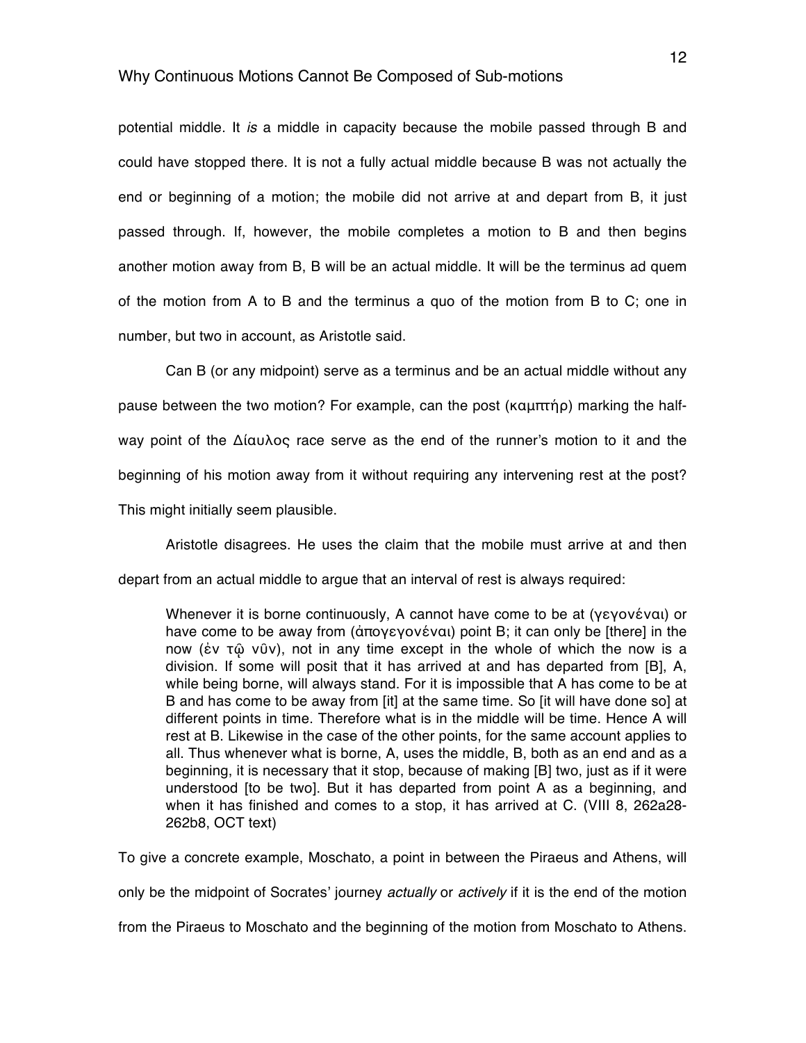potential middle. It *is* a middle in capacity because the mobile passed through B and could have stopped there. It is not a fully actual middle because B was not actually the end or beginning of a motion; the mobile did not arrive at and depart from B, it just passed through. If, however, the mobile completes a motion to B and then begins another motion away from B, B will be an actual middle. It will be the terminus ad quem of the motion from A to B and the terminus a quo of the motion from B to C; one in number, but two in account, as Aristotle said.

Can B (or any midpoint) serve as a terminus and be an actual middle without any pause between the two motion? For example, can the post (καμπτήρ) marking the half-way point of the Δίαυλος race serve as the end of the runner's motion to it and the beginning of his motion away from it without requiring any intervening rest at the post? This might initially seem plausible.

Aristotle disagrees. He uses the claim that the mobile must arrive at and then depart from an actual middle to argue that an interval of rest is always required:

> Whenever it is borne continuously, A cannot have come to be at (γεγονέναι) or have come to be away from (ἀπογεγονέναι) point B; it can only be [there] in the now (ἐν τῷ νῦν), not in any time except in the whole of which the now is a division. If some will posit that it has arrived at and has departed from [B], A, while being borne, will always stand. For it is impossible that A has come to be at B and has come to be away from [it] at the same time. So [it will have done so] at different points in time. Therefore what is in the middle will be time. Hence A will rest at B. Likewise in the case of the other points, for the same account applies to all. Thus whenever what is borne, A, uses the middle, B, both as an end and as a beginning, it is necessary that it stop, because of making [B] two, just as if it were understood [to be two]. But it has departed from point A as a beginning, and when it has finished and comes to a stop, it has arrived at C. (VIII 8, 262a28-262b8, OCT text)

To give a concrete example, Moschato, a point in between the Piraeus and Athens, will only be the midpoint of Socrates' journey *actually* or *actively* if it is the end of the motion from the Piraeus to Moschato and the beginning of the motion from Moschato to Athens.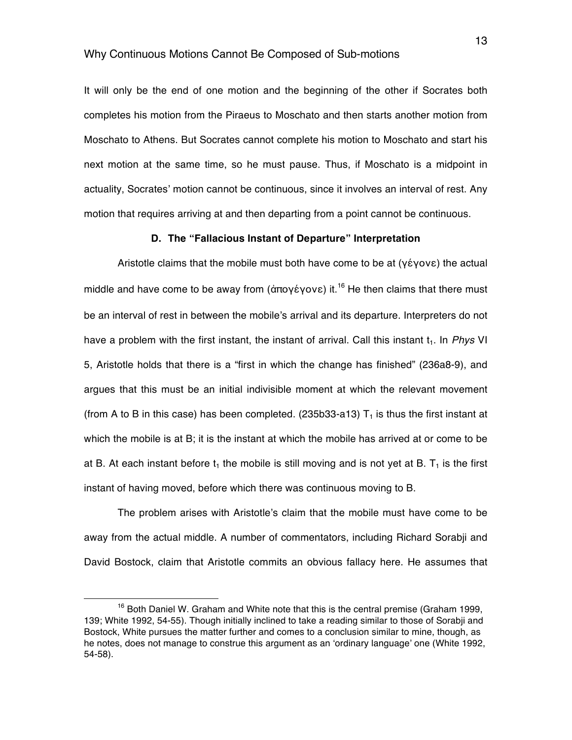It will only be the end of one motion and the beginning of the other if Socrates both completes his motion from the Piraeus to Moschato and then starts another motion from Moschato to Athens. But Socrates cannot complete his motion to Moschato and start his next motion at the same time, so he must pause. Thus, if Moschato is a midpoint in actuality, Socrates' motion cannot be continuous, since it involves an interval of rest. Any motion that requires arriving at and then departing from a point cannot be continuous.

### D. The "Fallacious Instant of Departure" Interpretation

Aristotle claims that the mobile must both have come to be at (γέγονε) the actual middle and have come to be away from (ἀπογέγονε) it.[16] He then claims that there must be an interval of rest in between the mobile's arrival and its departure. Interpreters do not have a problem with the first instant, the instant of arrival. Call this instant $t_1$. In *Phys* VI 5, Aristotle holds that there is a "first in which the change has finished" (236a8-9), and argues that this must be an initial indivisible moment at which the relevant movement (from A to B in this case) has been completed. (235b33-a13) $T_1$ is thus the first instant at which the mobile is at B; it is the instant at which the mobile has arrived at or come to be at B. At each instant before $t_1$ the mobile is still moving and is not yet at B. $T_1$ is the first instant of having moved, before which there was continuous moving to B.

The problem arises with Aristotle's claim that the mobile must have come to be away from the actual middle. A number of commentators, including Richard Sorabji and David Bostock, claim that Aristotle commits an obvious fallacy here. He assumes that

[16] Both Daniel W. Graham and White note that this is the central premise (Graham 1999, 139; White 1992, 54-55). Though initially inclined to take a reading similar to those of Sorabji and Bostock, White pursues the matter further and comes to a conclusion similar to mine, though, as he notes, does not manage to construe this argument as an 'ordinary language' one (White 1992, 54-58).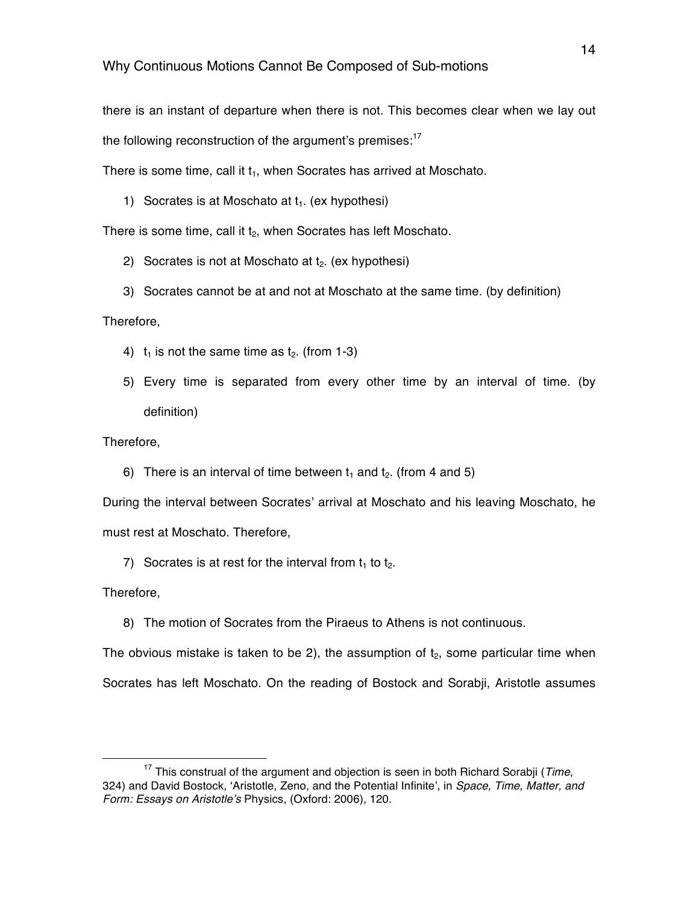there is an instant of departure when there is not. This becomes clear when we lay out the following reconstruction of the argument's premises:[17]

There is some time, call it $t_1$, when Socrates has arrived at Moschato.

1) Socrates is at Moschato at $t_1$. (ex hypothesi)

There is some time, call it $t_2$, when Socrates has left Moschato.

2) Socrates is not at Moschato at $t_2$. (ex hypothesi)
3) Socrates cannot be at and not at Moschato at the same time. (by definition)

Therefore,

4) $t_1$ is not the same time as $t_2$. (from 1-3)
5) Every time is separated from every other time by an interval of time. (by definition)

Therefore,

6) There is an interval of time between $t_1$ and $t_2$. (from 4 and 5)

During the interval between Socrates' arrival at Moschato and his leaving Moschato, he must rest at Moschato. Therefore,

7) Socrates is at rest for the interval from $t_1$ to $t_2$.

Therefore,

8) The motion of Socrates from the Piraeus to Athens is not continuous.

The obvious mistake is taken to be 2), the assumption of $t_2$, some particular time when Socrates has left Moschato. On the reading of Bostock and Sorabji, Aristotle assumes

[17] This construal of the argument and objection is seen in both Richard Sorabji (*Time*, 324) and David Bostock, 'Aristotle, Zeno, and the Potential Infinite', in *Space, Time, Matter, and Form: Essays on Aristotle's* Physics, (Oxford: 2006), 120.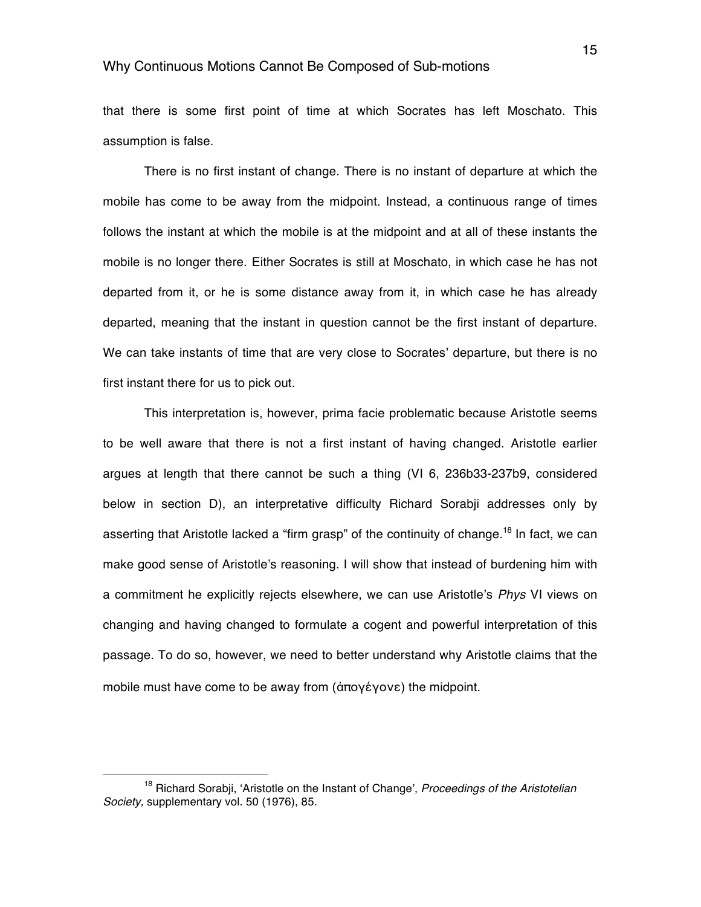that there is some first point of time at which Socrates has left Moschato. This assumption is false.

There is no first instant of change. There is no instant of departure at which the mobile has come to be away from the midpoint. Instead, a continuous range of times follows the instant at which the mobile is at the midpoint and at all of these instants the mobile is no longer there. Either Socrates is still at Moschato, in which case he has not departed from it, or he is some distance away from it, in which case he has already departed, meaning that the instant in question cannot be the first instant of departure. We can take instants of time that are very close to Socrates' departure, but there is no first instant there for us to pick out.

This interpretation is, however, prima facie problematic because Aristotle seems to be well aware that there is not a first instant of having changed. Aristotle earlier argues at length that there cannot be such a thing (VI 6, 236b33-237b9, considered below in section D), an interpretative difficulty Richard Sorabji addresses only by asserting that Aristotle lacked a "firm grasp" of the continuity of change.[18] In fact, we can make good sense of Aristotle's reasoning. I will show that instead of burdening him with a commitment he explicitly rejects elsewhere, we can use Aristotle's *Phys* VI views on changing and having changed to formulate a cogent and powerful interpretation of this passage. To do so, however, we need to better understand why Aristotle claims that the mobile must have come to be away from (ἀπογέγονε) the midpoint.

[18] Richard Sorabji, 'Aristotle on the Instant of Change', *Proceedings of the Aristotelian Society,* supplementary vol. 50 (1976), 85.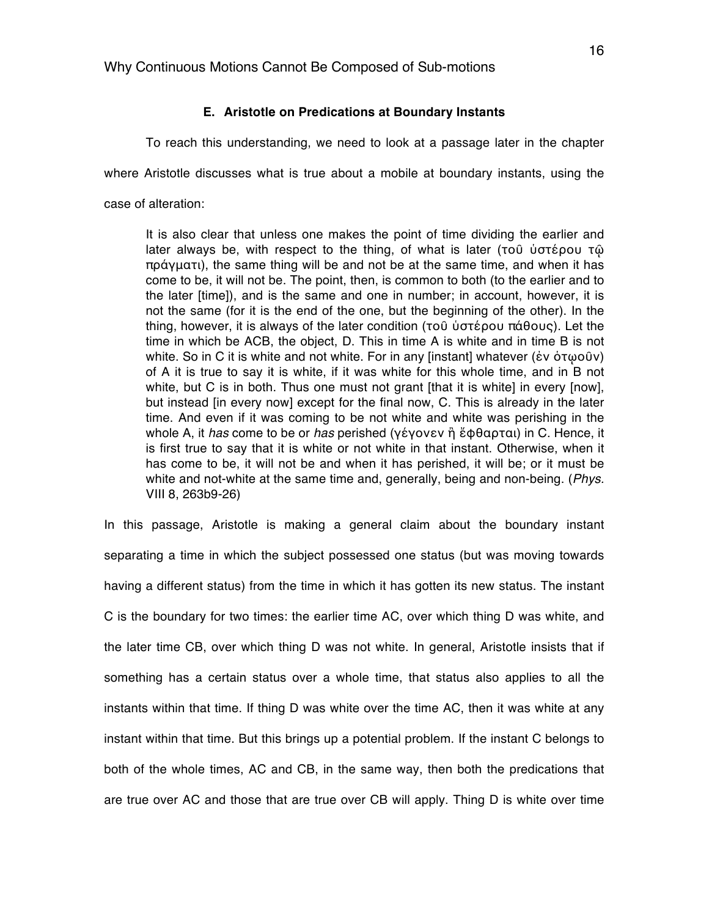### E. Aristotle on Predications at Boundary Instants

To reach this understanding, we need to look at a passage later in the chapter where Aristotle discusses what is true about a mobile at boundary instants, using the case of alteration:

> It is also clear that unless one makes the point of time dividing the earlier and later always be, with respect to the thing, of what is later (τοῦ ὑστέρου τῷ πράγματι), the same thing will be and not be at the same time, and when it has come to be, it will not be. The point, then, is common to both (to the earlier and to the later [time]), and is the same and one in number; in account, however, it is not the same (for it is the end of the one, but the beginning of the other). In the thing, however, it is always of the later condition (τοῦ ὑστέρου πάθους). Let the time in which be ACB, the object, D. This in time A is white and in time B is not white. So in C it is white and not white. For in any [instant] whatever (ἐν ὁτῳοῦν) of A it is true to say it is white, if it was white for this whole time, and in B not white, but C is in both. Thus one must not grant [that it is white] in every [now], but instead [in every now] except for the final now, C. This is already in the later time. And even if it was coming to be not white and white was perishing in the whole A, it *has* come to be or *has* perished (γέγονεν ἢ ἔφθαρται) in C. Hence, it is first true to say that it is white or not white in that instant. Otherwise, when it has come to be, it will not be and when it has perished, it will be; or it must be white and not-white at the same time and, generally, being and non-being. (*Phys.* VIII 8, 263b9-26)

In this passage, Aristotle is making a general claim about the boundary instant separating a time in which the subject possessed one status (but was moving towards having a different status) from the time in which it has gotten its new status. The instant C is the boundary for two times: the earlier time AC, over which thing D was white, and the later time CB, over which thing D was not white. In general, Aristotle insists that if something has a certain status over a whole time, that status also applies to all the instants within that time. If thing D was white over the time AC, then it was white at any instant within that time. But this brings up a potential problem. If the instant C belongs to both of the whole times, AC and CB, in the same way, then both the predications that are true over AC and those that are true over CB will apply. Thing D is white over time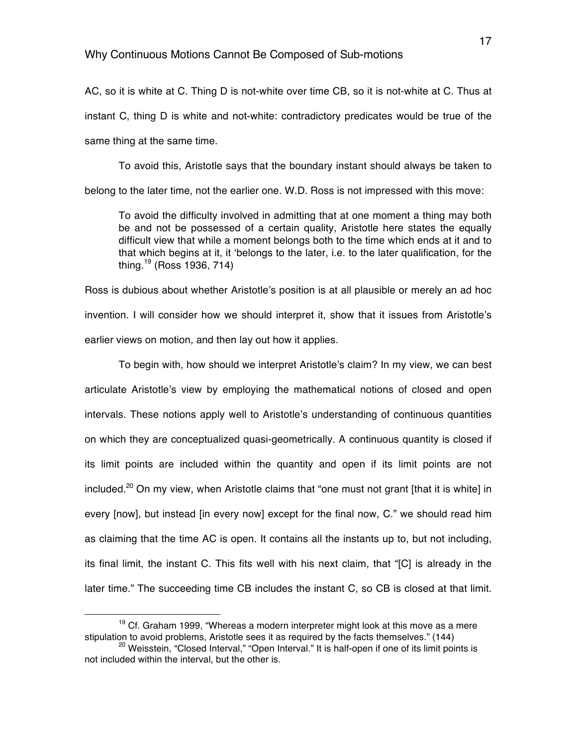AC, so it is white at C. Thing D is not-white over time CB, so it is not-white at C. Thus at instant C, thing D is white and not-white: contradictory predicates would be true of the same thing at the same time.

To avoid this, Aristotle says that the boundary instant should always be taken to belong to the later time, not the earlier one. W.D. Ross is not impressed with this move:

> To avoid the difficulty involved in admitting that at one moment a thing may both be and not be possessed of a certain quality, Aristotle here states the equally difficult view that while a moment belongs both to the time which ends at it and to that which begins at it, it 'belongs to the later, i.e. to the later qualification, for the thing.[19] (Ross 1936, 714)

Ross is dubious about whether Aristotle's position is at all plausible or merely an ad hoc invention. I will consider how we should interpret it, show that it issues from Aristotle's earlier views on motion, and then lay out how it applies.

To begin with, how should we interpret Aristotle's claim? In my view, we can best articulate Aristotle's view by employing the mathematical notions of closed and open intervals. These notions apply well to Aristotle's understanding of continuous quantities on which they are conceptualized quasi-geometrically. A continuous quantity is closed if its limit points are included within the quantity and open if its limit points are not included.[20] On my view, when Aristotle claims that "one must not grant [that it is white] in every [now], but instead [in every now] except for the final now, C." we should read him as claiming that the time AC is open. It contains all the instants up to, but not including, its final limit, the instant C. This fits well with his next claim, that "[C] is already in the later time." The succeeding time CB includes the instant C, so CB is closed at that limit.

---

[19] Cf. Graham 1999, "Whereas a modern interpreter might look at this move as a mere stipulation to avoid problems, Aristotle sees it as required by the facts themselves." (144)

[20] Weisstein, "Closed Interval," "Open Interval." It is half-open if one of its limit points is not included within the interval, but the other is.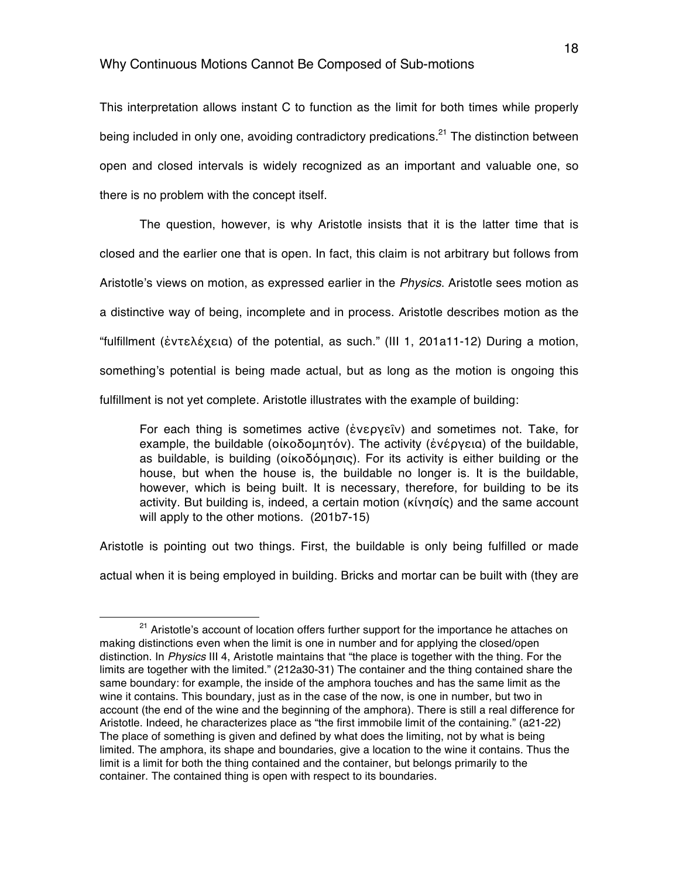This interpretation allows instant C to function as the limit for both times while properly being included in only one, avoiding contradictory predications.[21] The distinction between open and closed intervals is widely recognized as an important and valuable one, so there is no problem with the concept itself.

The question, however, is why Aristotle insists that it is the latter time that is closed and the earlier one that is open. In fact, this claim is not arbitrary but follows from Aristotle's views on motion, as expressed earlier in the *Physics*. Aristotle sees motion as a distinctive way of being, incomplete and in process. Aristotle describes motion as the "fulfillment (ἐντελέχεια) of the potential, as such." (III 1, 201a11-12) During a motion, something's potential is being made actual, but as long as the motion is ongoing this fulfillment is not yet complete. Aristotle illustrates with the example of building:

> For each thing is sometimes active (ἐνεργεῖν) and sometimes not. Take, for example, the buildable (οἰκοδομητόν). The activity (ἐνέργεια) of the buildable, as buildable, is building (οἰκοδόμησις). For its activity is either building or the house, but when the house is, the buildable no longer is. It is the buildable, however, which is being built. It is necessary, therefore, for building to be its activity. But building is, indeed, a certain motion (κίνησίς) and the same account will apply to the other motions. (201b7-15)

Aristotle is pointing out two things. First, the buildable is only being fulfilled or made actual when it is being employed in building. Bricks and mortar can be built with (they are

[21] Aristotle's account of location offers further support for the importance he attaches on making distinctions even when the limit is one in number and for applying the closed/open distinction. In *Physics* III 4, Aristotle maintains that "the place is together with the thing. For the limits are together with the limited." (212a30-31) The container and the thing contained share the same boundary: for example, the inside of the amphora touches and has the same limit as the wine it contains. This boundary, just as in the case of the now, is one in number, but two in account (the end of the wine and the beginning of the amphora). There is still a real difference for Aristotle. Indeed, he characterizes place as "the first immobile limit of the containing." (a21-22) The place of something is given and defined by what does the limiting, not by what is being limited. The amphora, its shape and boundaries, give a location to the wine it contains. Thus the limit is a limit for both the thing contained and the container, but belongs primarily to the container. The contained thing is open with respect to its boundaries.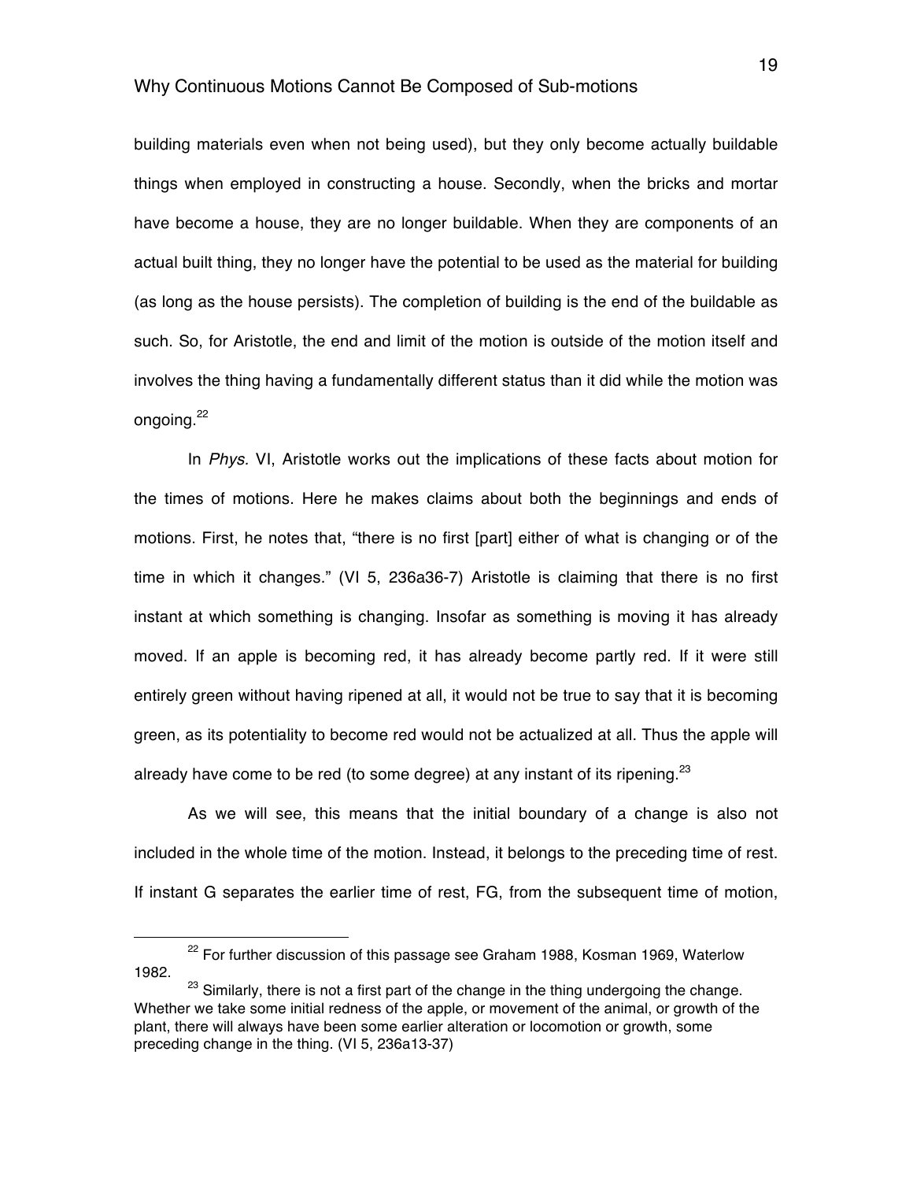building materials even when not being used), but they only become actually buildable things when employed in constructing a house. Secondly, when the bricks and mortar have become a house, they are no longer buildable. When they are components of an actual built thing, they no longer have the potential to be used as the material for building (as long as the house persists). The completion of building is the end of the buildable as such. So, for Aristotle, the end and limit of the motion is outside of the motion itself and involves the thing having a fundamentally different status than it did while the motion was ongoing.[22]

In *Phys.* VI, Aristotle works out the implications of these facts about motion for the times of motions. Here he makes claims about both the beginnings and ends of motions. First, he notes that, "there is no first [part] either of what is changing or of the time in which it changes." (VI 5, 236a36-7) Aristotle is claiming that there is no first instant at which something is changing. Insofar as something is moving it has already moved. If an apple is becoming red, it has already become partly red. If it were still entirely green without having ripened at all, it would not be true to say that it is becoming green, as its potentiality to become red would not be actualized at all. Thus the apple will already have come to be red (to some degree) at any instant of its ripening.[23]

As we will see, this means that the initial boundary of a change is also not included in the whole time of the motion. Instead, it belongs to the preceding time of rest. If instant G separates the earlier time of rest, FG, from the subsequent time of motion,

[22] For further discussion of this passage see Graham 1988, Kosman 1969, Waterlow 1982.

[23] Similarly, there is not a first part of the change in the thing undergoing the change. Whether we take some initial redness of the apple, or movement of the animal, or growth of the plant, there will always have been some earlier alteration or locomotion or growth, some preceding change in the thing. (VI 5, 236a13-37)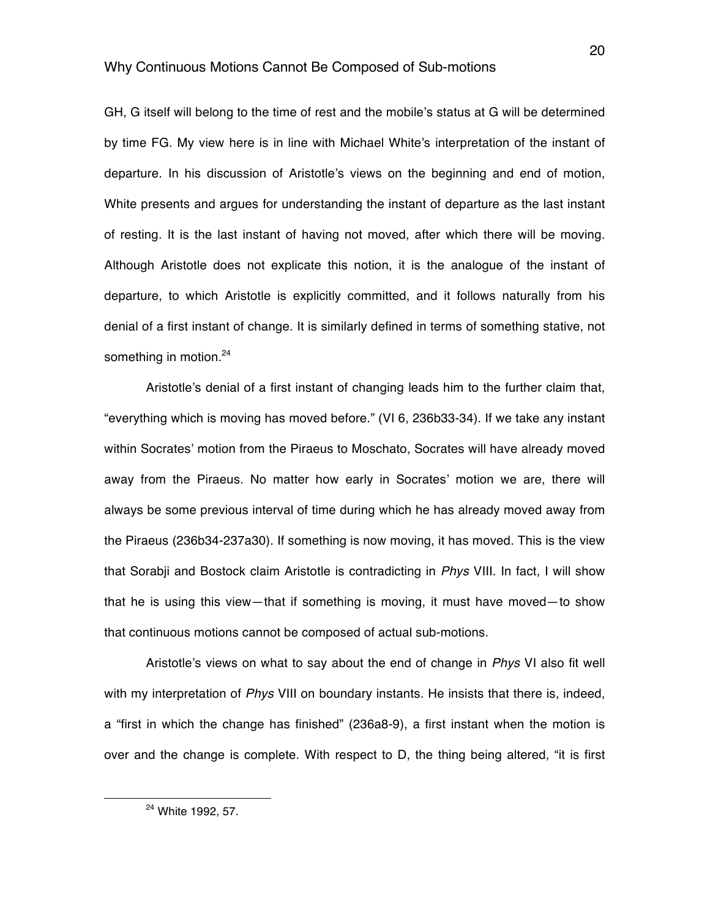GH, G itself will belong to the time of rest and the mobile's status at G will be determined by time FG. My view here is in line with Michael White's interpretation of the instant of departure. In his discussion of Aristotle's views on the beginning and end of motion, White presents and argues for understanding the instant of departure as the last instant of resting. It is the last instant of having not moved, after which there will be moving. Although Aristotle does not explicate this notion, it is the analogue of the instant of departure, to which Aristotle is explicitly committed, and it follows naturally from his denial of a first instant of change. It is similarly defined in terms of something stative, not something in motion.[24]

Aristotle's denial of a first instant of changing leads him to the further claim that, "everything which is moving has moved before." (VI 6, 236b33-34). If we take any instant within Socrates' motion from the Piraeus to Moschato, Socrates will have already moved away from the Piraeus. No matter how early in Socrates' motion we are, there will always be some previous interval of time during which he has already moved away from the Piraeus (236b34-237a30). If something is now moving, it has moved. This is the view that Sorabji and Bostock claim Aristotle is contradicting in *Phys* VIII. In fact, I will show that he is using this view—that if something is moving, it must have moved—to show that continuous motions cannot be composed of actual sub-motions.

Aristotle's views on what to say about the end of change in *Phys* VI also fit well with my interpretation of *Phys* VIII on boundary instants. He insists that there is, indeed, a "first in which the change has finished" (236a8-9), a first instant when the motion is over and the change is complete. With respect to D, the thing being altered, "it is first

[24] White 1992, 57.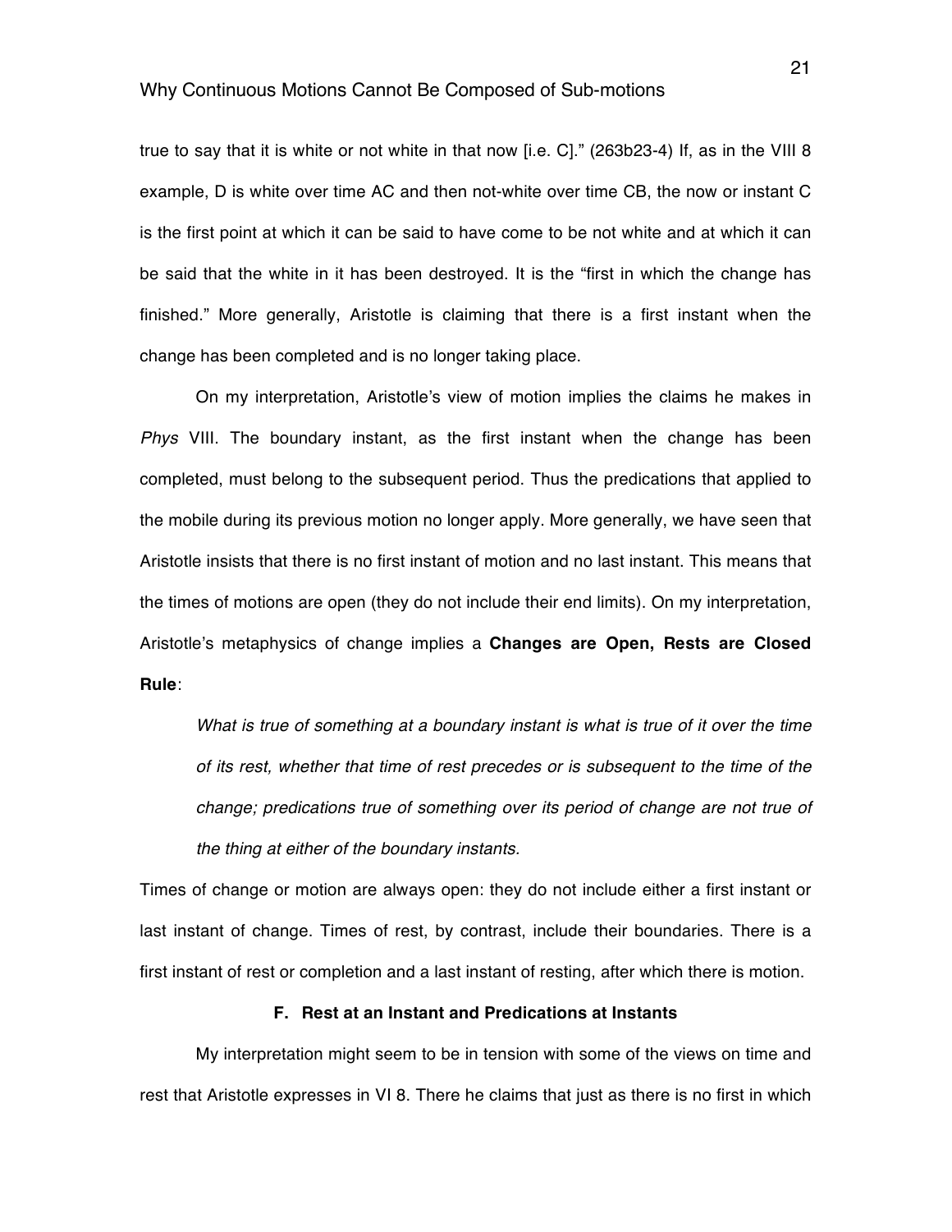true to say that it is white or not white in that now [i.e. C]." (263b23-4) If, as in the VIII 8 example, D is white over time AC and then not-white over time CB, the now or instant C is the first point at which it can be said to have come to be not white and at which it can be said that the white in it has been destroyed. It is the "first in which the change has finished." More generally, Aristotle is claiming that there is a first instant when the change has been completed and is no longer taking place.

On my interpretation, Aristotle's view of motion implies the claims he makes in *Phys* VIII. The boundary instant, as the first instant when the change has been completed, must belong to the subsequent period. Thus the predications that applied to the mobile during its previous motion no longer apply. More generally, we have seen that Aristotle insists that there is no first instant of motion and no last instant. This means that the times of motions are open (they do not include their end limits). On my interpretation, Aristotle's metaphysics of change implies a **Changes are Open, Rests are Closed Rule**:

> *What is true of something at a boundary instant is what is true of it over the time of its rest, whether that time of rest precedes or is subsequent to the time of the change; predications true of something over its period of change are not true of the thing at either of the boundary instants.*

Times of change or motion are always open: they do not include either a first instant or last instant of change. Times of rest, by contrast, include their boundaries. There is a first instant of rest or completion and a last instant of resting, after which there is motion.

### F. Rest at an Instant and Predications at Instants

My interpretation might seem to be in tension with some of the views on time and rest that Aristotle expresses in VI 8. There he claims that just as there is no first in which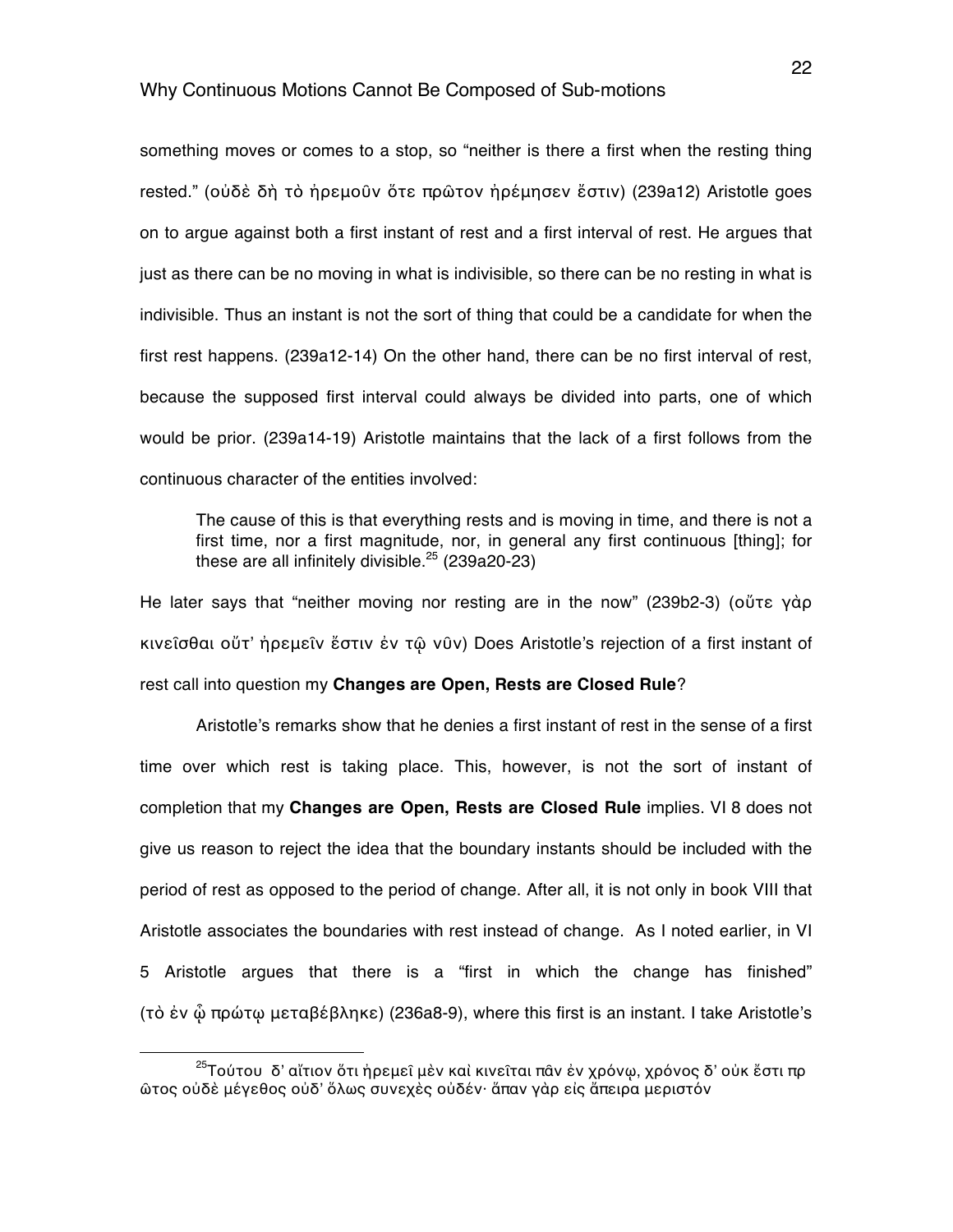something moves or comes to a stop, so "neither is there a first when the resting thing rested." (οὐδὲ δὴ τὸ ἠρεμοῦν ὅτε πρῶτον ἠρέμησεν ἔστιν) (239a12) Aristotle goes on to argue against both a first instant of rest and a first interval of rest. He argues that just as there can be no moving in what is indivisible, so there can be no resting in what is indivisible. Thus an instant is not the sort of thing that could be a candidate for when the first rest happens. (239a12-14) On the other hand, there can be no first interval of rest, because the supposed first interval could always be divided into parts, one of which would be prior. (239a14-19) Aristotle maintains that the lack of a first follows from the continuous character of the entities involved:

> The cause of this is that everything rests and is moving in time, and there is not a first time, nor a first magnitude, nor, in general any first continuous [thing]; for these are all infinitely divisible.[25] (239a20-23)

He later says that "neither moving nor resting are in the now" (239b2-3) (οὔτε γὰρ κινεῖσθαι οὔτ' ἠρεμεῖν ἔστιν ἐν τῷ νῦν) Does Aristotle's rejection of a first instant of rest call into question my **Changes are Open, Rests are Closed Rule**?

Aristotle's remarks show that he denies a first instant of rest in the sense of a first time over which rest is taking place. This, however, is not the sort of instant of completion that my **Changes are Open, Rests are Closed Rule** implies. VI 8 does not give us reason to reject the idea that the boundary instants should be included with the period of rest as opposed to the period of change. After all, it is not only in book VIII that Aristotle associates the boundaries with rest instead of change. As I noted earlier, in VI 5 Aristotle argues that there is a "first in which the change has finished" (τὸ ἐν ᾧ πρώτῳ μεταβέβληκε) (236a8-9), where this first is an instant. I take Aristotle's

---

[25] Τούτου δ' αἴτιον ὅτι ἠρεμεῖ μὲν καὶ κινεῖται πᾶν ἐν χρόνῳ, χρόνος δ' οὐκ ἔστι πρῶτος οὐδὲ μέγεθος οὐδ' ὅλως συνεχὲς οὐδέν· ἅπαν γὰρ εἰς ἄπειρα μεριστόν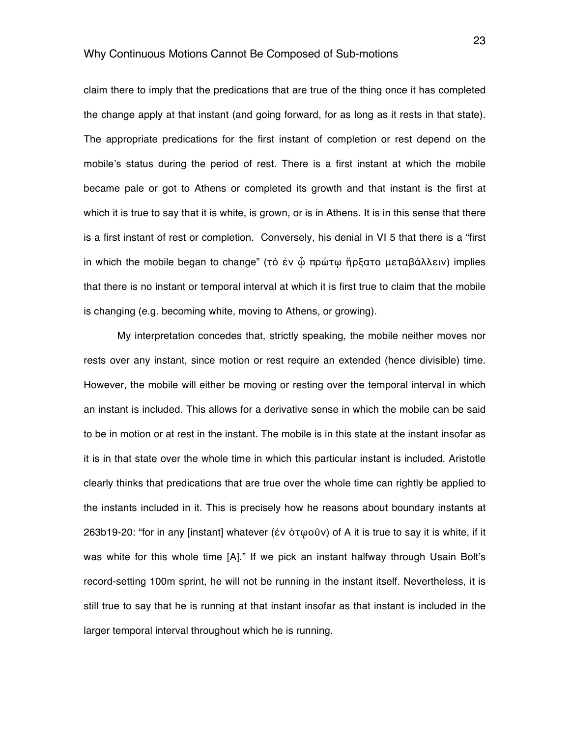claim there to imply that the predications that are true of the thing once it has completed the change apply at that instant (and going forward, for as long as it rests in that state). The appropriate predications for the first instant of completion or rest depend on the mobile's status during the period of rest. There is a first instant at which the mobile became pale or got to Athens or completed its growth and that instant is the first at which it is true to say that it is white, is grown, or is in Athens. It is in this sense that there is a first instant of rest or completion. Conversely, his denial in VI 5 that there is a "first in which the mobile began to change" (τὸ ἐν ᾧ πρώτῳ ἤρξατο μεταβάλλειν) implies that there is no instant or temporal interval at which it is first true to claim that the mobile is changing (e.g. becoming white, moving to Athens, or growing).

My interpretation concedes that, strictly speaking, the mobile neither moves nor rests over any instant, since motion or rest require an extended (hence divisible) time. However, the mobile will either be moving or resting over the temporal interval in which an instant is included. This allows for a derivative sense in which the mobile can be said to be in motion or at rest in the instant. The mobile is in this state at the instant insofar as it is in that state over the whole time in which this particular instant is included. Aristotle clearly thinks that predications that are true over the whole time can rightly be applied to the instants included in it. This is precisely how he reasons about boundary instants at 263b19-20: "for in any [instant] whatever (ἐν ὁτῳοῦν) of A it is true to say it is white, if it was white for this whole time [A]." If we pick an instant halfway through Usain Bolt's record-setting 100m sprint, he will not be running in the instant itself. Nevertheless, it is still true to say that he is running at that instant insofar as that instant is included in the larger temporal interval throughout which he is running.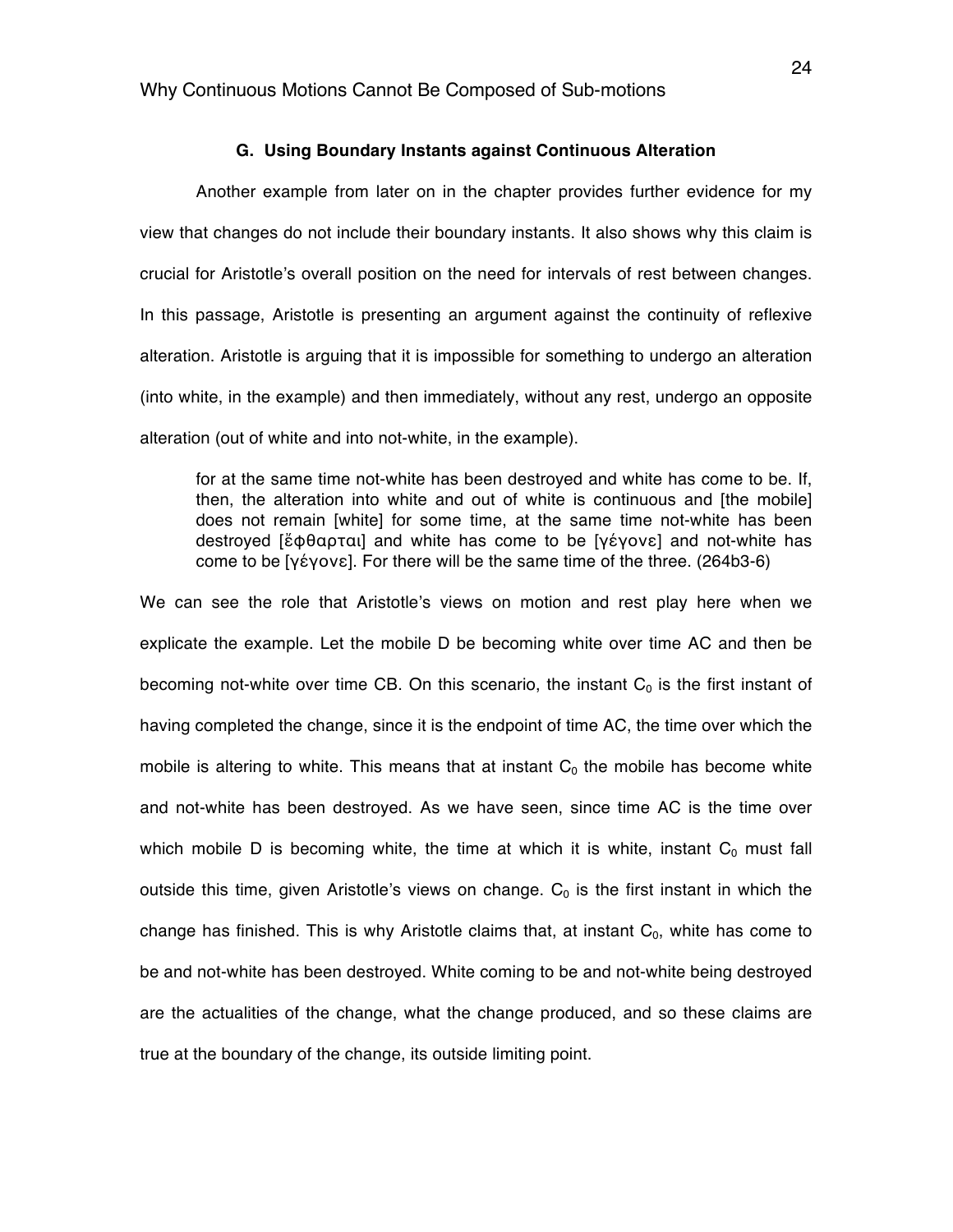### G. Using Boundary Instants against Continuous Alteration

Another example from later on in the chapter provides further evidence for my view that changes do not include their boundary instants. It also shows why this claim is crucial for Aristotle's overall position on the need for intervals of rest between changes. In this passage, Aristotle is presenting an argument against the continuity of reflexive alteration. Aristotle is arguing that it is impossible for something to undergo an alteration (into white, in the example) and then immediately, without any rest, undergo an opposite alteration (out of white and into not-white, in the example).

> for at the same time not-white has been destroyed and white has come to be. If, then, the alteration into white and out of white is continuous and [the mobile] does not remain [white] for some time, at the same time not-white has been destroyed [ἔφθαρται] and white has come to be [γέγονε] and not-white has come to be [γέγονε]. For there will be the same time of the three. (264b3-6)

We can see the role that Aristotle's views on motion and rest play here when we explicate the example. Let the mobile D be becoming white over time AC and then be becoming not-white over time CB. On this scenario, the instant $C_0$ is the first instant of having completed the change, since it is the endpoint of time AC, the time over which the mobile is altering to white. This means that at instant $C_0$ the mobile has become white and not-white has been destroyed. As we have seen, since time AC is the time over which mobile D is becoming white, the time at which it is white, instant $C_0$ must fall outside this time, given Aristotle's views on change. $C_0$ is the first instant in which the change has finished. This is why Aristotle claims that, at instant $C_0$, white has come to be and not-white has been destroyed. White coming to be and not-white being destroyed are the actualities of the change, what the change produced, and so these claims are true at the boundary of the change, its outside limiting point.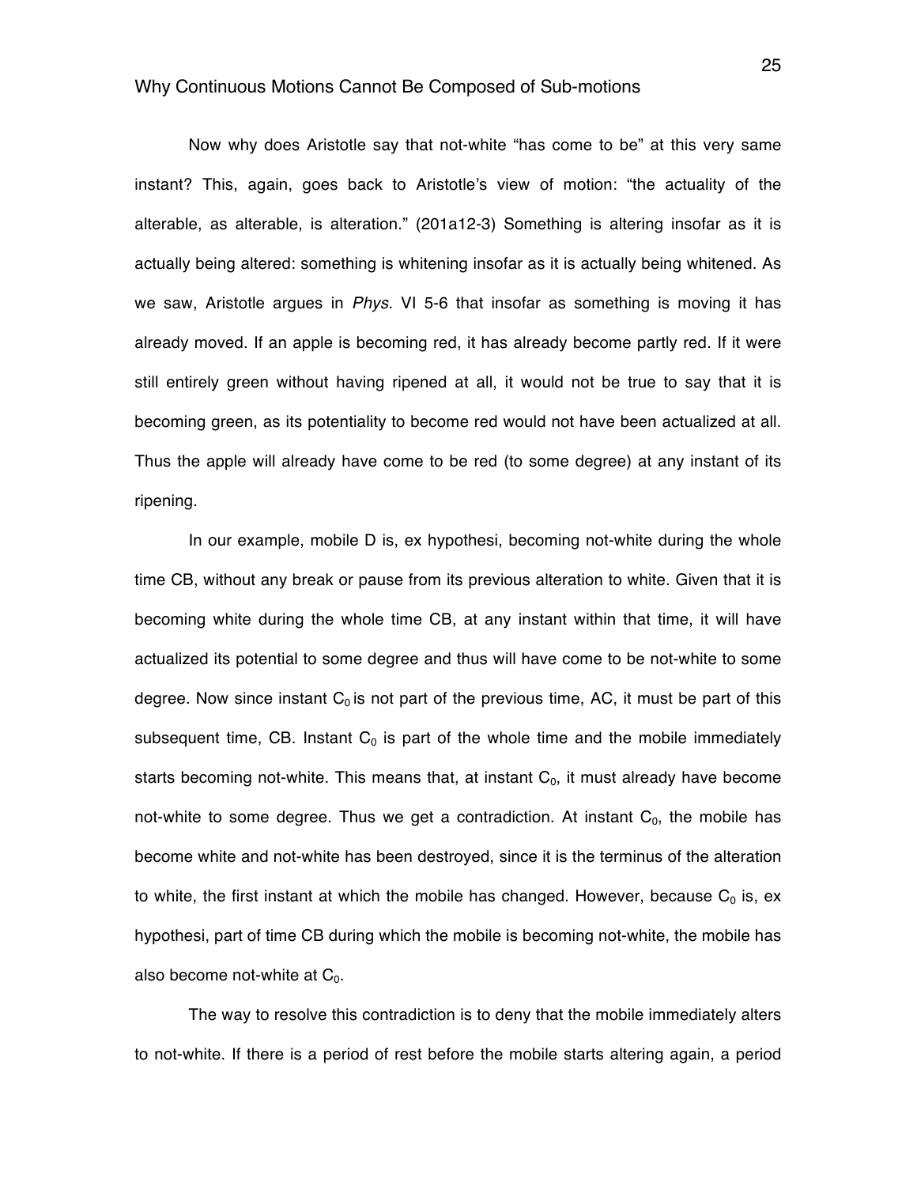Now why does Aristotle say that not-white "has come to be" at this very same instant? This, again, goes back to Aristotle's view of motion: "the actuality of the alterable, as alterable, is alteration." (201a12-3) Something is altering insofar as it is actually being altered: something is whitening insofar as it is actually being whitened. As we saw, Aristotle argues in *Phys.* VI 5-6 that insofar as something is moving it has already moved. If an apple is becoming red, it has already become partly red. If it were still entirely green without having ripened at all, it would not be true to say that it is becoming green, as its potentiality to become red would not have been actualized at all. Thus the apple will already have come to be red (to some degree) at any instant of its ripening.

In our example, mobile D is, ex hypothesi, becoming not-white during the whole time CB, without any break or pause from its previous alteration to white. Given that it is becoming white during the whole time CB, at any instant within that time, it will have actualized its potential to some degree and thus will have come to be not-white to some degree. Now since instant $C_0$ is not part of the previous time, AC, it must be part of this subsequent time, CB. Instant $C_0$ is part of the whole time and the mobile immediately starts becoming not-white. This means that, at instant $C_0$, it must already have become not-white to some degree. Thus we get a contradiction. At instant $C_0$, the mobile has become white and not-white has been destroyed, since it is the terminus of the alteration to white, the first instant at which the mobile has changed. However, because $C_0$ is, ex hypothesi, part of time CB during which the mobile is becoming not-white, the mobile has also become not-white at $C_0$.

The way to resolve this contradiction is to deny that the mobile immediately alters to not-white. If there is a period of rest before the mobile starts altering again, a period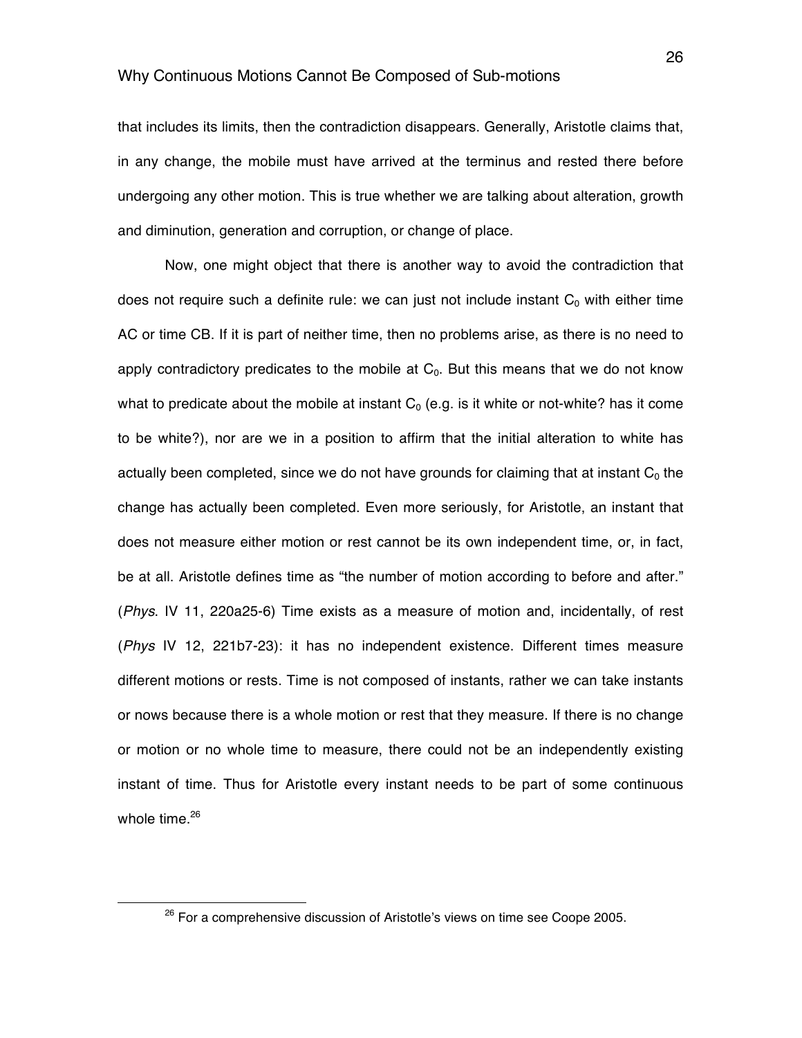that includes its limits, then the contradiction disappears. Generally, Aristotle claims that, in any change, the mobile must have arrived at the terminus and rested there before undergoing any other motion. This is true whether we are talking about alteration, growth and diminution, generation and corruption, or change of place.

Now, one might object that there is another way to avoid the contradiction that does not require such a definite rule: we can just not include instant $C_0$ with either time AC or time CB. If it is part of neither time, then no problems arise, as there is no need to apply contradictory predicates to the mobile at $C_0$. But this means that we do not know what to predicate about the mobile at instant $C_0$ (e.g. is it white or not-white? has it come to be white?), nor are we in a position to affirm that the initial alteration to white has actually been completed, since we do not have grounds for claiming that at instant $C_0$ the change has actually been completed. Even more seriously, for Aristotle, an instant that does not measure either motion or rest cannot be its own independent time, or, in fact, be at all. Aristotle defines time as "the number of motion according to before and after." (*Phys*. IV 11, 220a25-6) Time exists as a measure of motion and, incidentally, of rest (*Phys* IV 12, 221b7-23): it has no independent existence. Different times measure different motions or rests. Time is not composed of instants, rather we can take instants or nows because there is a whole motion or rest that they measure. If there is no change or motion or no whole time to measure, there could not be an independently existing instant of time. Thus for Aristotle every instant needs to be part of some continuous whole time.[26]

[26] For a comprehensive discussion of Aristotle's views on time see Coope 2005.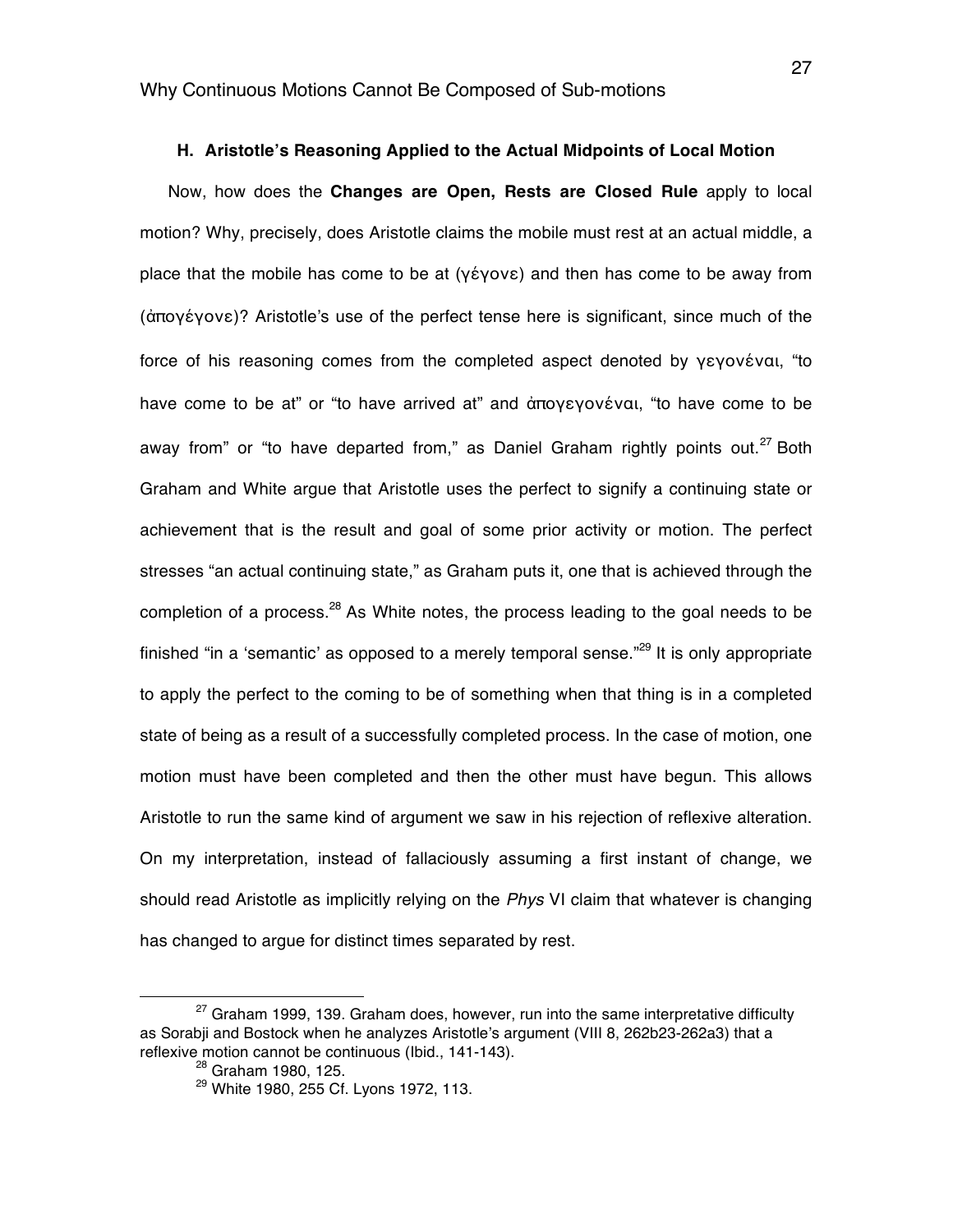### H. Aristotle's Reasoning Applied to the Actual Midpoints of Local Motion

Now, how does the **Changes are Open, Rests are Closed Rule** apply to local motion? Why, precisely, does Aristotle claims the mobile must rest at an actual middle, a place that the mobile has come to be at (γέγονε) and then has come to be away from (ἀπογέγονε)? Aristotle's use of the perfect tense here is significant, since much of the force of his reasoning comes from the completed aspect denoted by γεγονέναι, "to have come to be at" or "to have arrived at" and ἀπογεγονέναι, "to have come to be away from" or "to have departed from," as Daniel Graham rightly points out.[27] Both Graham and White argue that Aristotle uses the perfect to signify a continuing state or achievement that is the result and goal of some prior activity or motion. The perfect stresses "an actual continuing state," as Graham puts it, one that is achieved through the completion of a process.[28] As White notes, the process leading to the goal needs to be finished "in a 'semantic' as opposed to a merely temporal sense."[29] It is only appropriate to apply the perfect to the coming to be of something when that thing is in a completed state of being as a result of a successfully completed process. In the case of motion, one motion must have been completed and then the other must have begun. This allows Aristotle to run the same kind of argument we saw in his rejection of reflexive alteration. On my interpretation, instead of fallaciously assuming a first instant of change, we should read Aristotle as implicitly relying on the *Phys* VI claim that whatever is changing has changed to argue for distinct times separated by rest.

---

[27] Graham 1999, 139. Graham does, however, run into the same interpretative difficulty as Sorabji and Bostock when he analyzes Aristotle's argument (VIII 8, 262b23-262a3) that a reflexive motion cannot be continuous (Ibid., 141-143).

[28] Graham 1980, 125.

[29] White 1980, 255 Cf. Lyons 1972, 113.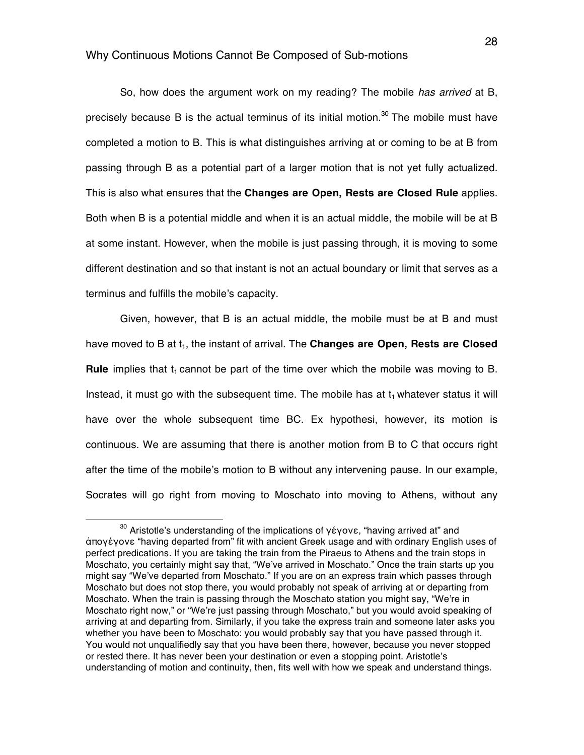So, how does the argument work on my reading? The mobile *has arrived* at B, precisely because B is the actual terminus of its initial motion.[30] The mobile must have completed a motion to B. This is what distinguishes arriving at or coming to be at B from passing through B as a potential part of a larger motion that is not yet fully actualized. This is also what ensures that the **Changes are Open, Rests are Closed Rule** applies. Both when B is a potential middle and when it is an actual middle, the mobile will be at B at some instant. However, when the mobile is just passing through, it is moving to some different destination and so that instant is not an actual boundary or limit that serves as a terminus and fulfills the mobile's capacity.

Given, however, that B is an actual middle, the mobile must be at B and must have moved to B at $t_1$, the instant of arrival. The **Changes are Open, Rests are Closed Rule** implies that $t_1$ cannot be part of the time over which the mobile was moving to B. Instead, it must go with the subsequent time. The mobile has at $t_1$ whatever status it will have over the whole subsequent time BC. Ex hypothesi, however, its motion is continuous. We are assuming that there is another motion from B to C that occurs right after the time of the mobile's motion to B without any intervening pause. In our example, Socrates will go right from moving to Moschato into moving to Athens, without any

---

[30] Aristotle's understanding of the implications of γέγονε, "having arrived at" and ἀπογέγονε "having departed from" fit with ancient Greek usage and with ordinary English uses of perfect predications. If you are taking the train from the Piraeus to Athens and the train stops in Moschato, you certainly might say that, "We've arrived in Moschato." Once the train starts up you might say "We've departed from Moschato." If you are on an express train which passes through Moschato but does not stop there, you would probably not speak of arriving at or departing from Moschato. When the train is passing through the Moschato station you might say, "We're in Moschato right now," or "We're just passing through Moschato," but you would avoid speaking of arriving at and departing from. Similarly, if you take the express train and someone later asks you whether you have been to Moschato: you would probably say that you have passed through it. You would not unqualifiedly say that you have been there, however, because you never stopped or rested there. It has never been your destination or even a stopping point. Aristotle's understanding of motion and continuity, then, fits well with how we speak and understand things.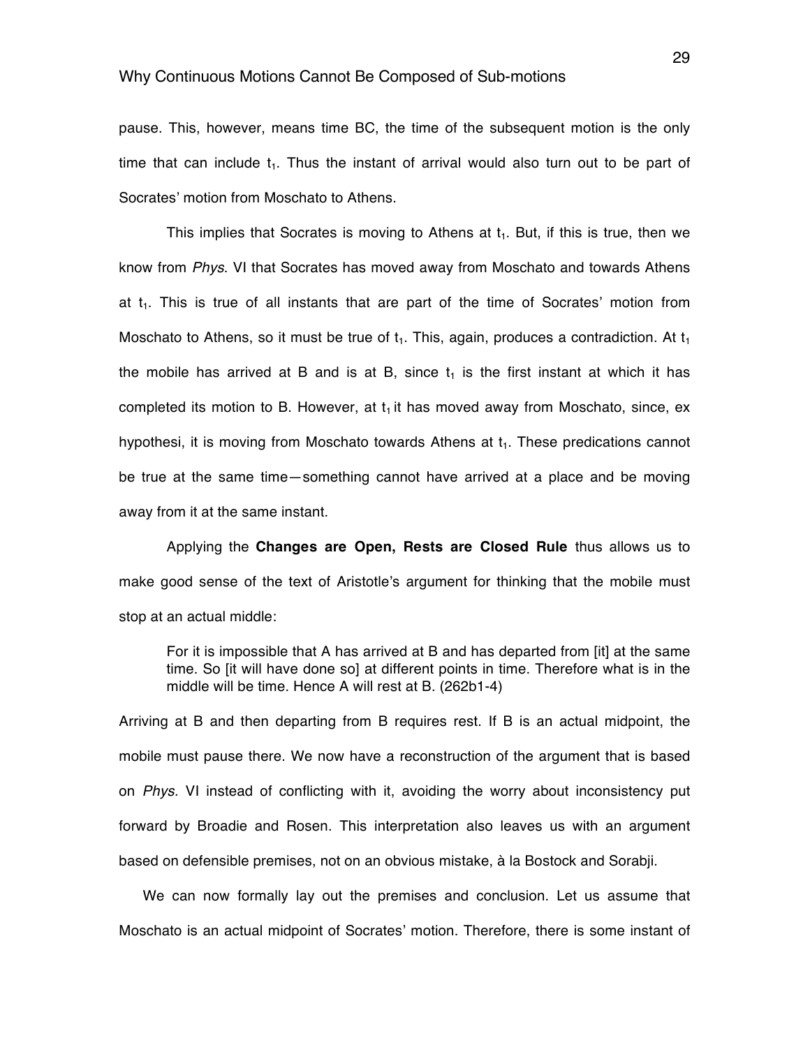pause. This, however, means time BC, the time of the subsequent motion is the only time that can include $t_1$. Thus the instant of arrival would also turn out to be part of Socrates' motion from Moschato to Athens.

This implies that Socrates is moving to Athens at $t_1$. But, if this is true, then we know from *Phys*. VI that Socrates has moved away from Moschato and towards Athens at $t_1$. This is true of all instants that are part of the time of Socrates' motion from Moschato to Athens, so it must be true of $t_1$. This, again, produces a contradiction. At $t_1$ the mobile has arrived at B and is at B, since $t_1$ is the first instant at which it has completed its motion to B. However, at $t_1$ it has moved away from Moschato, since, ex hypothesi, it is moving from Moschato towards Athens at $t_1$. These predications cannot be true at the same time—something cannot have arrived at a place and be moving away from it at the same instant.

Applying the **Changes are Open, Rests are Closed Rule** thus allows us to make good sense of the text of Aristotle's argument for thinking that the mobile must stop at an actual middle:

> For it is impossible that A has arrived at B and has departed from [it] at the same time. So [it will have done so] at different points in time. Therefore what is in the middle will be time. Hence A will rest at B. (262b1-4)

Arriving at B and then departing from B requires rest. If B is an actual midpoint, the mobile must pause there. We now have a reconstruction of the argument that is based on *Phys.* VI instead of conflicting with it, avoiding the worry about inconsistency put forward by Broadie and Rosen. This interpretation also leaves us with an argument based on defensible premises, not on an obvious mistake, à la Bostock and Sorabji.

We can now formally lay out the premises and conclusion. Let us assume that Moschato is an actual midpoint of Socrates' motion. Therefore, there is some instant of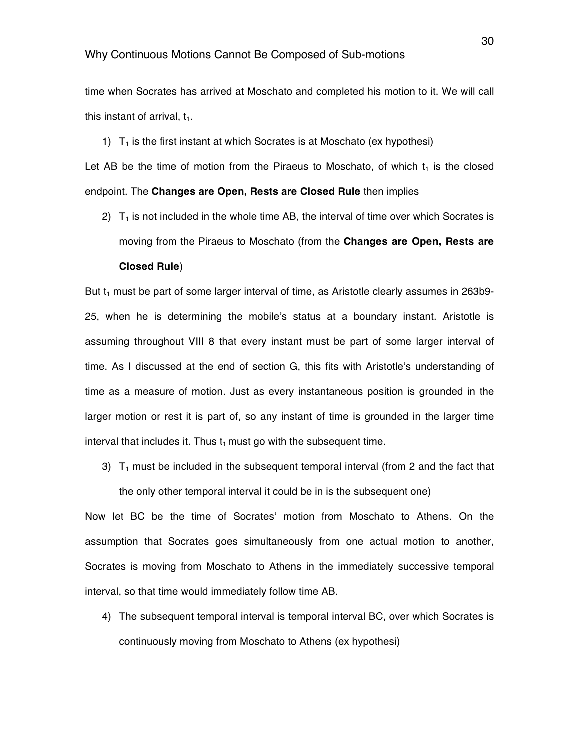time when Socrates has arrived at Moschato and completed his motion to it. We will call this instant of arrival, $t_1$.

1) $T_1$ is the first instant at which Socrates is at Moschato (ex hypothesi)

Let AB be the time of motion from the Piraeus to Moschato, of which $t_1$ is the closed endpoint. The **Changes are Open, Rests are Closed Rule** then implies

2) $T_1$ is not included in the whole time AB, the interval of time over which Socrates is moving from the Piraeus to Moschato (from the **Changes are Open, Rests are Closed Rule**)

But $t_1$ must be part of some larger interval of time, as Aristotle clearly assumes in 263b9-25, when he is determining the mobile's status at a boundary instant. Aristotle is assuming throughout VIII 8 that every instant must be part of some larger interval of time. As I discussed at the end of section G, this fits with Aristotle's understanding of time as a measure of motion. Just as every instantaneous position is grounded in the larger motion or rest it is part of, so any instant of time is grounded in the larger time interval that includes it. Thus $t_1$ must go with the subsequent time.

3) $T_1$ must be included in the subsequent temporal interval (from 2 and the fact that the only other temporal interval it could be in is the subsequent one)

Now let BC be the time of Socrates' motion from Moschato to Athens. On the assumption that Socrates goes simultaneously from one actual motion to another, Socrates is moving from Moschato to Athens in the immediately successive temporal interval, so that time would immediately follow time AB.

4) The subsequent temporal interval is temporal interval BC, over which Socrates is continuously moving from Moschato to Athens (ex hypothesi)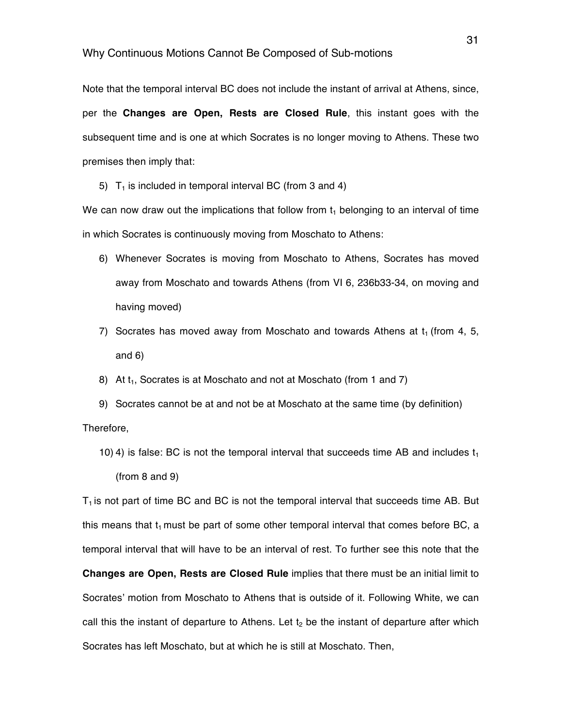Note that the temporal interval BC does not include the instant of arrival at Athens, since, per the **Changes are Open, Rests are Closed Rule**, this instant goes with the subsequent time and is one at which Socrates is no longer moving to Athens. These two premises then imply that:

5) $T_1$ is included in temporal interval BC (from 3 and 4)

We can now draw out the implications that follow from $t_1$ belonging to an interval of time in which Socrates is continuously moving from Moschato to Athens:

6) Whenever Socrates is moving from Moschato to Athens, Socrates has moved away from Moschato and towards Athens (from VI 6, 236b33-34, on moving and having moved)
7) Socrates has moved away from Moschato and towards Athens at $t_1$ (from 4, 5, and 6)
8) At $t_1$, Socrates is at Moschato and not at Moschato (from 1 and 7)
9) Socrates cannot be at and not be at Moschato at the same time (by definition)

Therefore,

10) 4) is false: BC is not the temporal interval that succeeds time AB and includes $t_1$ (from 8 and 9)

$T_1$ is not part of time BC and BC is not the temporal interval that succeeds time AB. But this means that $t_1$ must be part of some other temporal interval that comes before BC, a temporal interval that will have to be an interval of rest. To further see this note that the **Changes are Open, Rests are Closed Rule** implies that there must be an initial limit to Socrates' motion from Moschato to Athens that is outside of it. Following White, we can call this the instant of departure to Athens. Let $t_2$ be the instant of departure after which Socrates has left Moschato, but at which he is still at Moschato. Then,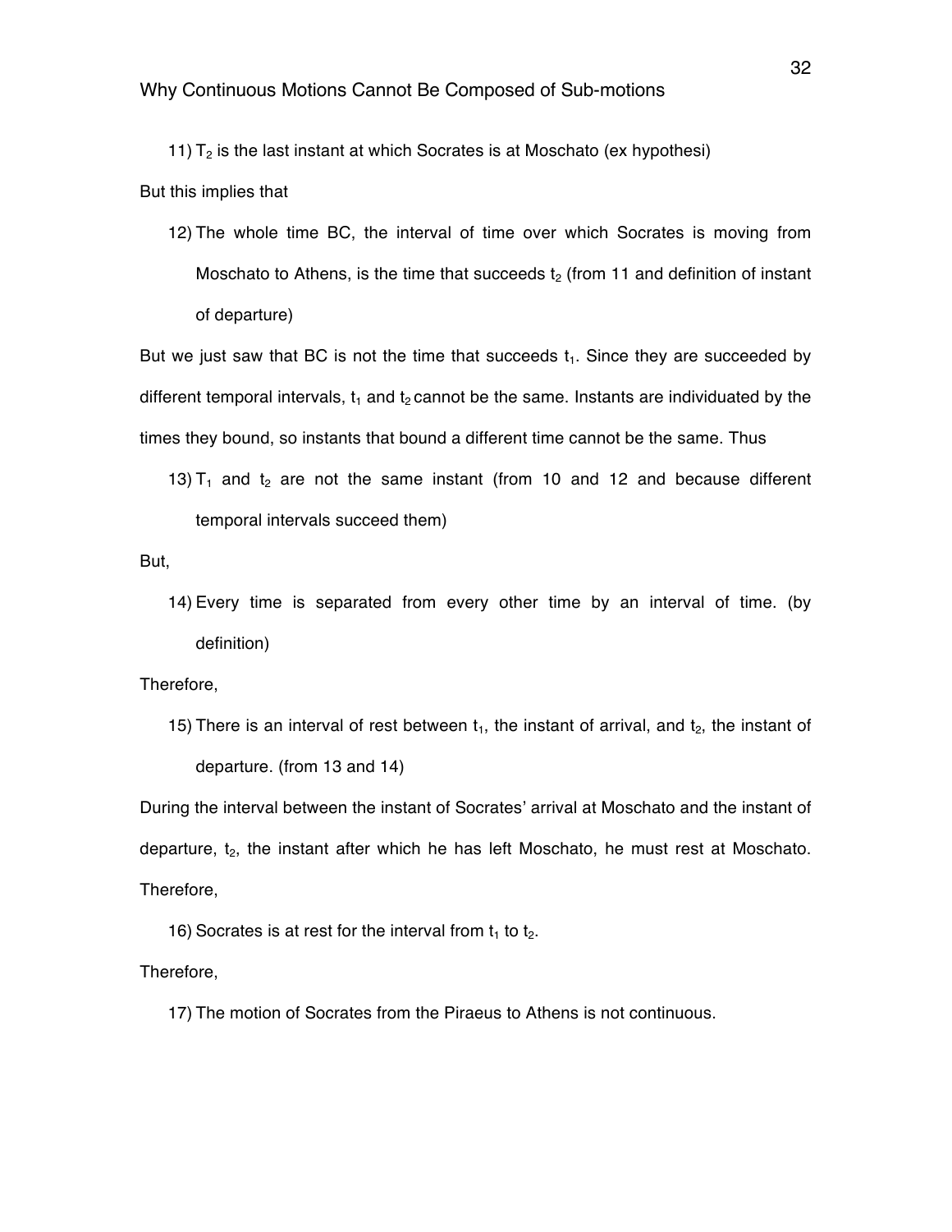11) $T_2$ is the last instant at which Socrates is at Moschato (ex hypothesi)

But this implies that

12) The whole time BC, the interval of time over which Socrates is moving from Moschato to Athens, is the time that succeeds $t_2$ (from 11 and definition of instant of departure)

But we just saw that BC is not the time that succeeds $t_1$. Since they are succeeded by different temporal intervals, $t_1$ and $t_2$ cannot be the same. Instants are individuated by the times they bound, so instants that bound a different time cannot be the same. Thus

13) $T_1$ and $t_2$ are not the same instant (from 10 and 12 and because different temporal intervals succeed them)

But,

14) Every time is separated from every other time by an interval of time. (by definition)

Therefore,

15) There is an interval of rest between $t_1$, the instant of arrival, and $t_2$, the instant of departure. (from 13 and 14)

During the interval between the instant of Socrates' arrival at Moschato and the instant of departure, $t_2$, the instant after which he has left Moschato, he must rest at Moschato. Therefore,

16) Socrates is at rest for the interval from $t_1$ to $t_2$.

Therefore,

17) The motion of Socrates from the Piraeus to Athens is not continuous.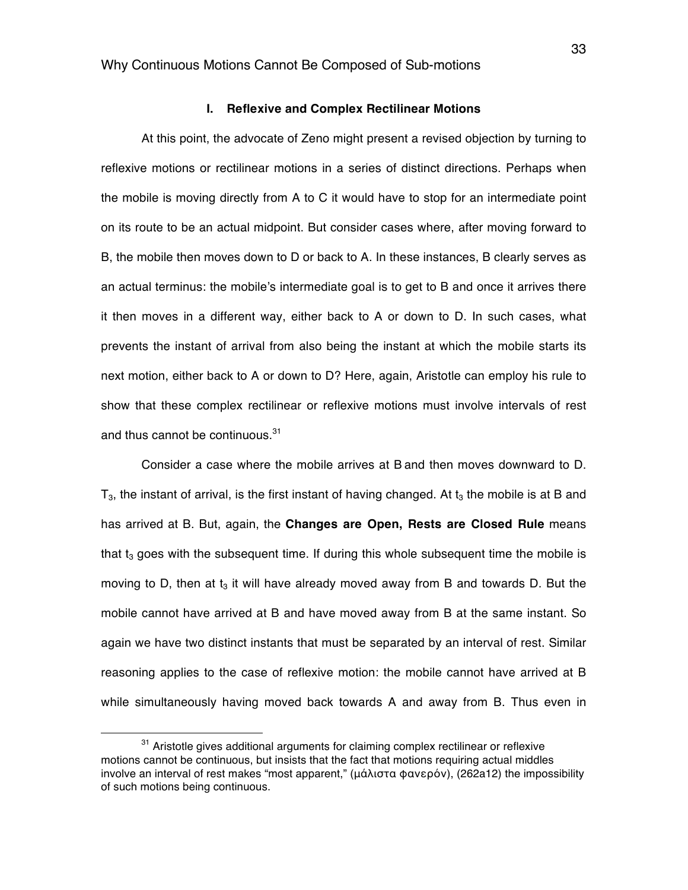### I. Reflexive and Complex Rectilinear Motions

At this point, the advocate of Zeno might present a revised objection by turning to reflexive motions or rectilinear motions in a series of distinct directions. Perhaps when the mobile is moving directly from A to C it would have to stop for an intermediate point on its route to be an actual midpoint. But consider cases where, after moving forward to B, the mobile then moves down to D or back to A. In these instances, B clearly serves as an actual terminus: the mobile's intermediate goal is to get to B and once it arrives there it then moves in a different way, either back to A or down to D. In such cases, what prevents the instant of arrival from also being the instant at which the mobile starts its next motion, either back to A or down to D? Here, again, Aristotle can employ his rule to show that these complex rectilinear or reflexive motions must involve intervals of rest and thus cannot be continuous.[31]

Consider a case where the mobile arrives at B and then moves downward to D. $T_3$, the instant of arrival, is the first instant of having changed. At $t_3$ the mobile is at B and has arrived at B. But, again, the **Changes are Open, Rests are Closed Rule** means that $t_3$ goes with the subsequent time. If during this whole subsequent time the mobile is moving to D, then at $t_3$ it will have already moved away from B and towards D. But the mobile cannot have arrived at B and have moved away from B at the same instant. So again we have two distinct instants that must be separated by an interval of rest. Similar reasoning applies to the case of reflexive motion: the mobile cannot have arrived at B while simultaneously having moved back towards A and away from B. Thus even in

[31] Aristotle gives additional arguments for claiming complex rectilinear or reflexive motions cannot be continuous, but insists that the fact that motions requiring actual middles involve an interval of rest makes "most apparent," (μάλιστα φανερόν), (262a12) the impossibility of such motions being continuous.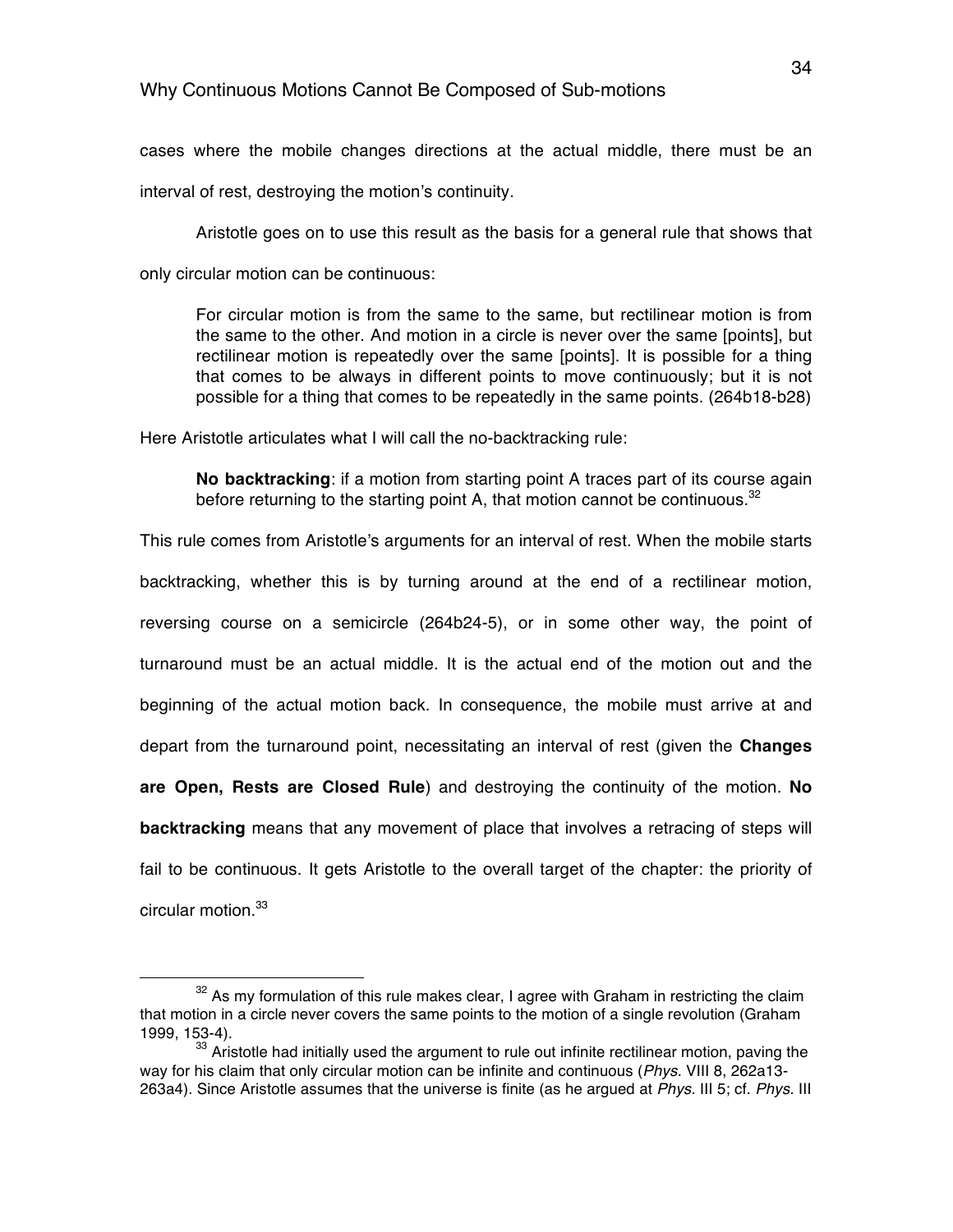cases where the mobile changes directions at the actual middle, there must be an interval of rest, destroying the motion's continuity.

Aristotle goes on to use this result as the basis for a general rule that shows that only circular motion can be continuous:

> For circular motion is from the same to the same, but rectilinear motion is from the same to the other. And motion in a circle is never over the same [points], but rectilinear motion is repeatedly over the same [points]. It is possible for a thing that comes to be always in different points to move continuously; but it is not possible for a thing that comes to be repeatedly in the same points. (264b18-b28)

Here Aristotle articulates what I will call the no-backtracking rule:

> **No backtracking**: if a motion from starting point A traces part of its course again before returning to the starting point A, that motion cannot be continuous.[32]

This rule comes from Aristotle's arguments for an interval of rest. When the mobile starts backtracking, whether this is by turning around at the end of a rectilinear motion, reversing course on a semicircle (264b24-5), or in some other way, the point of turnaround must be an actual middle. It is the actual end of the motion out and the beginning of the actual motion back. In consequence, the mobile must arrive at and depart from the turnaround point, necessitating an interval of rest (given the **Changes are Open, Rests are Closed Rule**) and destroying the continuity of the motion. **No backtracking** means that any movement of place that involves a retracing of steps will fail to be continuous. It gets Aristotle to the overall target of the chapter: the priority of circular motion.[33]

---

[32] As my formulation of this rule makes clear, I agree with Graham in restricting the claim that motion in a circle never covers the same points to the motion of a single revolution (Graham 1999, 153-4).

[33] Aristotle had initially used the argument to rule out infinite rectilinear motion, paving the way for his claim that only circular motion can be infinite and continuous (*Phys.* VIII 8, 262a13-263a4). Since Aristotle assumes that the universe is finite (as he argued at *Phys.* III 5; cf. *Phys.* III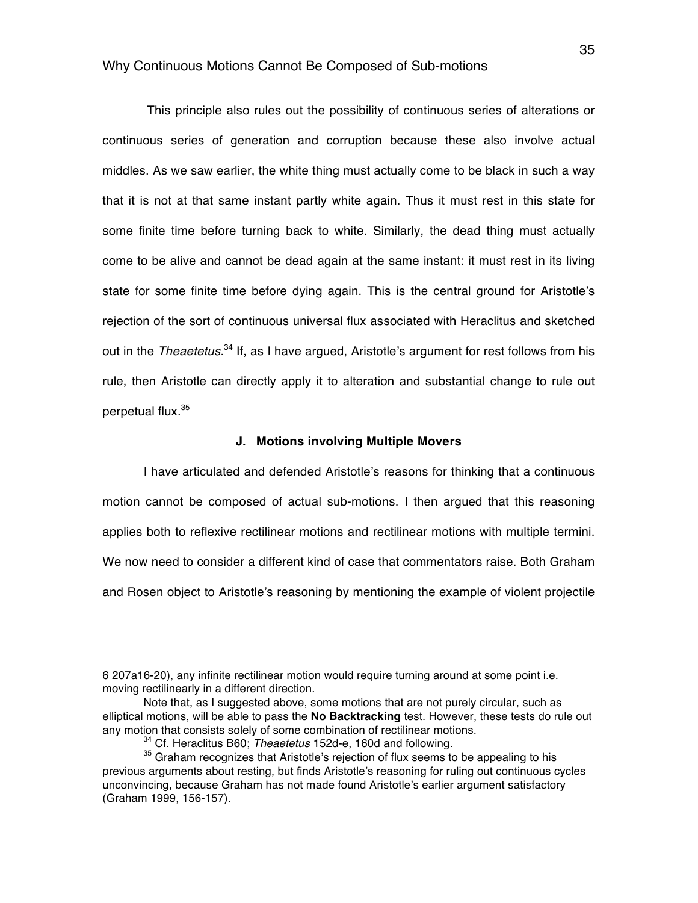This principle also rules out the possibility of continuous series of alterations or continuous series of generation and corruption because these also involve actual middles. As we saw earlier, the white thing must actually come to be black in such a way that it is not at that same instant partly white again. Thus it must rest in this state for some finite time before turning back to white. Similarly, the dead thing must actually come to be alive and cannot be dead again at the same instant: it must rest in its living state for some finite time before dying again. This is the central ground for Aristotle's rejection of the sort of continuous universal flux associated with Heraclitus and sketched out in the *Theaetetus*.[34] If, as I have argued, Aristotle's argument for rest follows from his rule, then Aristotle can directly apply it to alteration and substantial change to rule out perpetual flux.[35]

### J. Motions involving Multiple Movers

I have articulated and defended Aristotle's reasons for thinking that a continuous motion cannot be composed of actual sub-motions. I then argued that this reasoning applies both to reflexive rectilinear motions and rectilinear motions with multiple termini. We now need to consider a different kind of case that commentators raise. Both Graham and Rosen object to Aristotle's reasoning by mentioning the example of violent projectile

---

6 207a16-20), any infinite rectilinear motion would require turning around at some point i.e. moving rectilinearly in a different direction.

Note that, as I suggested above, some motions that are not purely circular, such as elliptical motions, will be able to pass the **No Backtracking** test. However, these tests do rule out any motion that consists solely of some combination of rectilinear motions.

[34] Cf. Heraclitus B60; *Theaetetus* 152d-e, 160d and following.

[35] Graham recognizes that Aristotle's rejection of flux seems to be appealing to his previous arguments about resting, but finds Aristotle's reasoning for ruling out continuous cycles unconvincing, because Graham has not made found Aristotle's earlier argument satisfactory (Graham 1999, 156-157).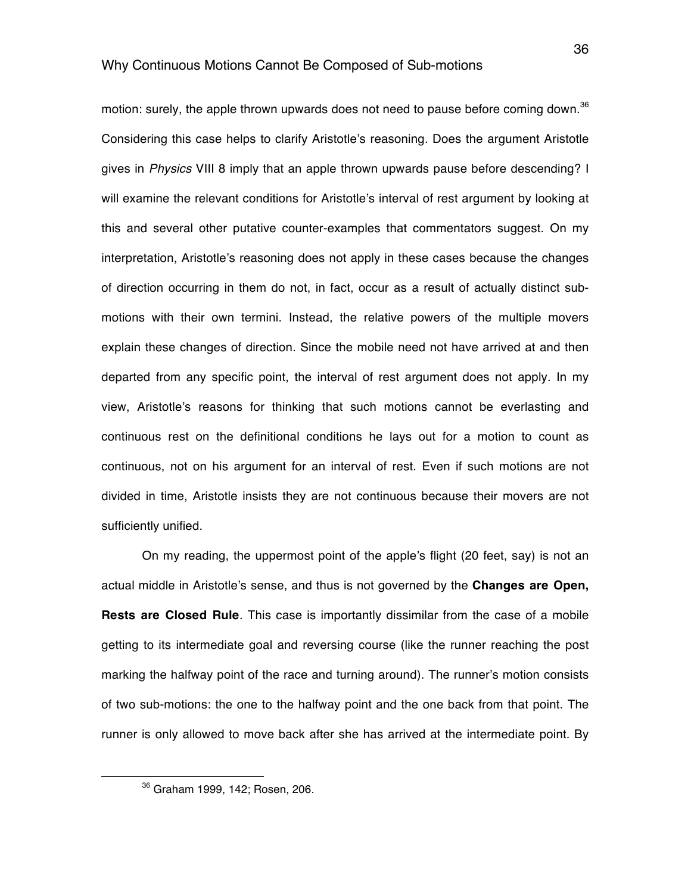motion: surely, the apple thrown upwards does not need to pause before coming down.[36] Considering this case helps to clarify Aristotle's reasoning. Does the argument Aristotle gives in *Physics* VIII 8 imply that an apple thrown upwards pause before descending? I will examine the relevant conditions for Aristotle's interval of rest argument by looking at this and several other putative counter-examples that commentators suggest. On my interpretation, Aristotle's reasoning does not apply in these cases because the changes of direction occurring in them do not, in fact, occur as a result of actually distinct sub-motions with their own termini. Instead, the relative powers of the multiple movers explain these changes of direction. Since the mobile need not have arrived at and then departed from any specific point, the interval of rest argument does not apply. In my view, Aristotle's reasons for thinking that such motions cannot be everlasting and continuous rest on the definitional conditions he lays out for a motion to count as continuous, not on his argument for an interval of rest. Even if such motions are not divided in time, Aristotle insists they are not continuous because their movers are not sufficiently unified.

On my reading, the uppermost point of the apple's flight (20 feet, say) is not an actual middle in Aristotle's sense, and thus is not governed by the **Changes are Open, Rests are Closed Rule**. This case is importantly dissimilar from the case of a mobile getting to its intermediate goal and reversing course (like the runner reaching the post marking the halfway point of the race and turning around). The runner's motion consists of two sub-motions: the one to the halfway point and the one back from that point. The runner is only allowed to move back after she has arrived at the intermediate point. By

---

[36] Graham 1999, 142; Rosen, 206.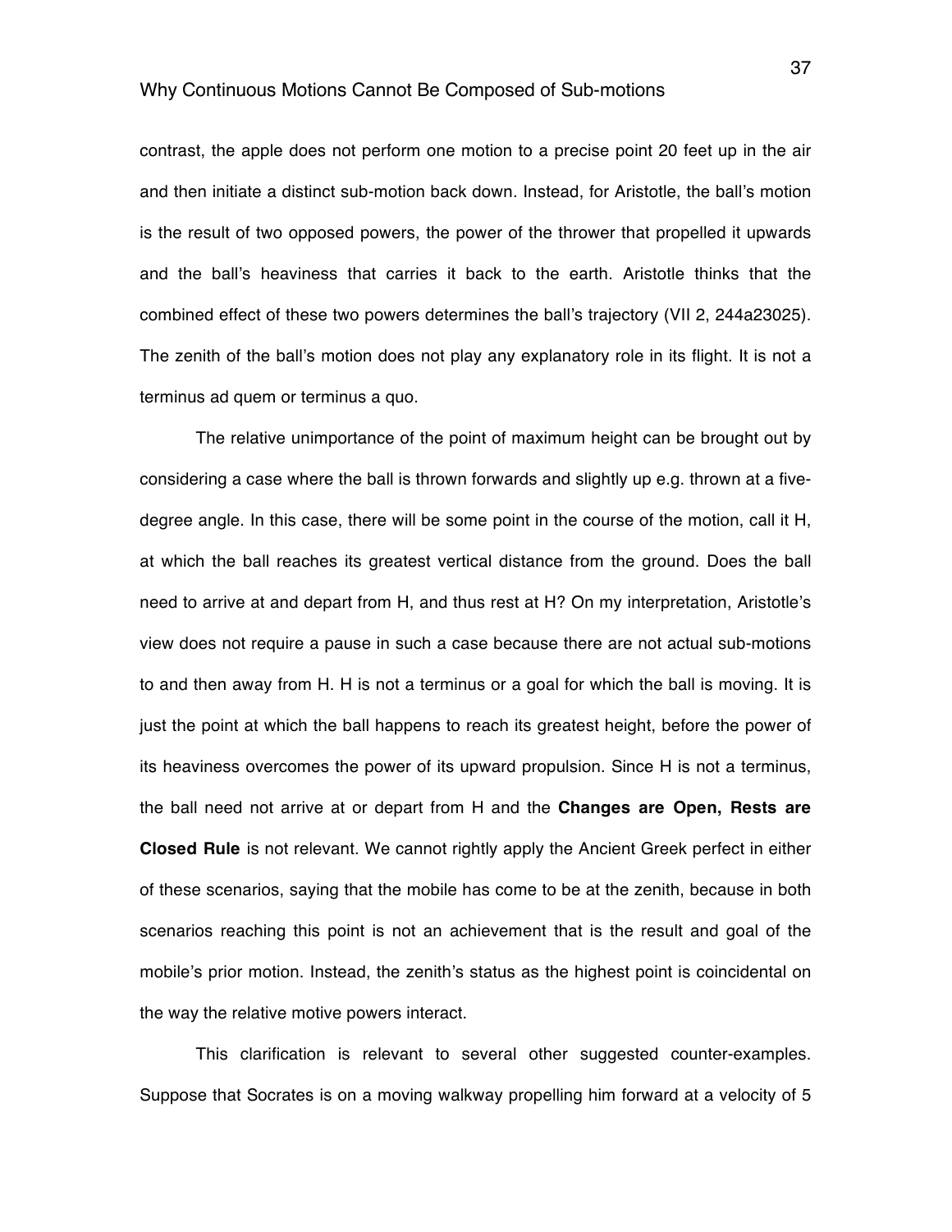contrast, the apple does not perform one motion to a precise point 20 feet up in the air and then initiate a distinct sub-motion back down. Instead, for Aristotle, the ball's motion is the result of two opposed powers, the power of the thrower that propelled it upwards and the ball's heaviness that carries it back to the earth. Aristotle thinks that the combined effect of these two powers determines the ball's trajectory (VII 2, 244a23025). The zenith of the ball's motion does not play any explanatory role in its flight. It is not a terminus ad quem or terminus a quo.

The relative unimportance of the point of maximum height can be brought out by considering a case where the ball is thrown forwards and slightly up e.g. thrown at a five-degree angle. In this case, there will be some point in the course of the motion, call it H, at which the ball reaches its greatest vertical distance from the ground. Does the ball need to arrive at and depart from H, and thus rest at H? On my interpretation, Aristotle's view does not require a pause in such a case because there are not actual sub-motions to and then away from H. H is not a terminus or a goal for which the ball is moving. It is just the point at which the ball happens to reach its greatest height, before the power of its heaviness overcomes the power of its upward propulsion. Since H is not a terminus, the ball need not arrive at or depart from H and the **Changes are Open, Rests are Closed Rule** is not relevant. We cannot rightly apply the Ancient Greek perfect in either of these scenarios, saying that the mobile has come to be at the zenith, because in both scenarios reaching this point is not an achievement that is the result and goal of the mobile's prior motion. Instead, the zenith's status as the highest point is coincidental on the way the relative motive powers interact.

This clarification is relevant to several other suggested counter-examples. Suppose that Socrates is on a moving walkway propelling him forward at a velocity of 5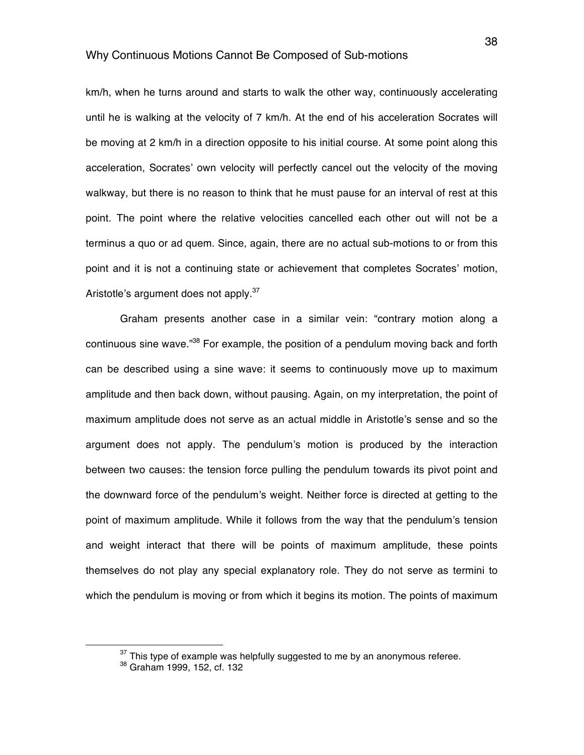km/h, when he turns around and starts to walk the other way, continuously accelerating until he is walking at the velocity of 7 km/h. At the end of his acceleration Socrates will be moving at 2 km/h in a direction opposite to his initial course. At some point along this acceleration, Socrates' own velocity will perfectly cancel out the velocity of the moving walkway, but there is no reason to think that he must pause for an interval of rest at this point. The point where the relative velocities cancelled each other out will not be a terminus a quo or ad quem. Since, again, there are no actual sub-motions to or from this point and it is not a continuing state or achievement that completes Socrates' motion, Aristotle's argument does not apply.[37]

Graham presents another case in a similar vein: "contrary motion along a continuous sine wave."[38] For example, the position of a pendulum moving back and forth can be described using a sine wave: it seems to continuously move up to maximum amplitude and then back down, without pausing. Again, on my interpretation, the point of maximum amplitude does not serve as an actual middle in Aristotle's sense and so the argument does not apply. The pendulum's motion is produced by the interaction between two causes: the tension force pulling the pendulum towards its pivot point and the downward force of the pendulum's weight. Neither force is directed at getting to the point of maximum amplitude. While it follows from the way that the pendulum's tension and weight interact that there will be points of maximum amplitude, these points themselves do not play any special explanatory role. They do not serve as termini to which the pendulum is moving or from which it begins its motion. The points of maximum

---

[37] This type of example was helpfully suggested to me by an anonymous referee.

[38] Graham 1999, 152, cf. 132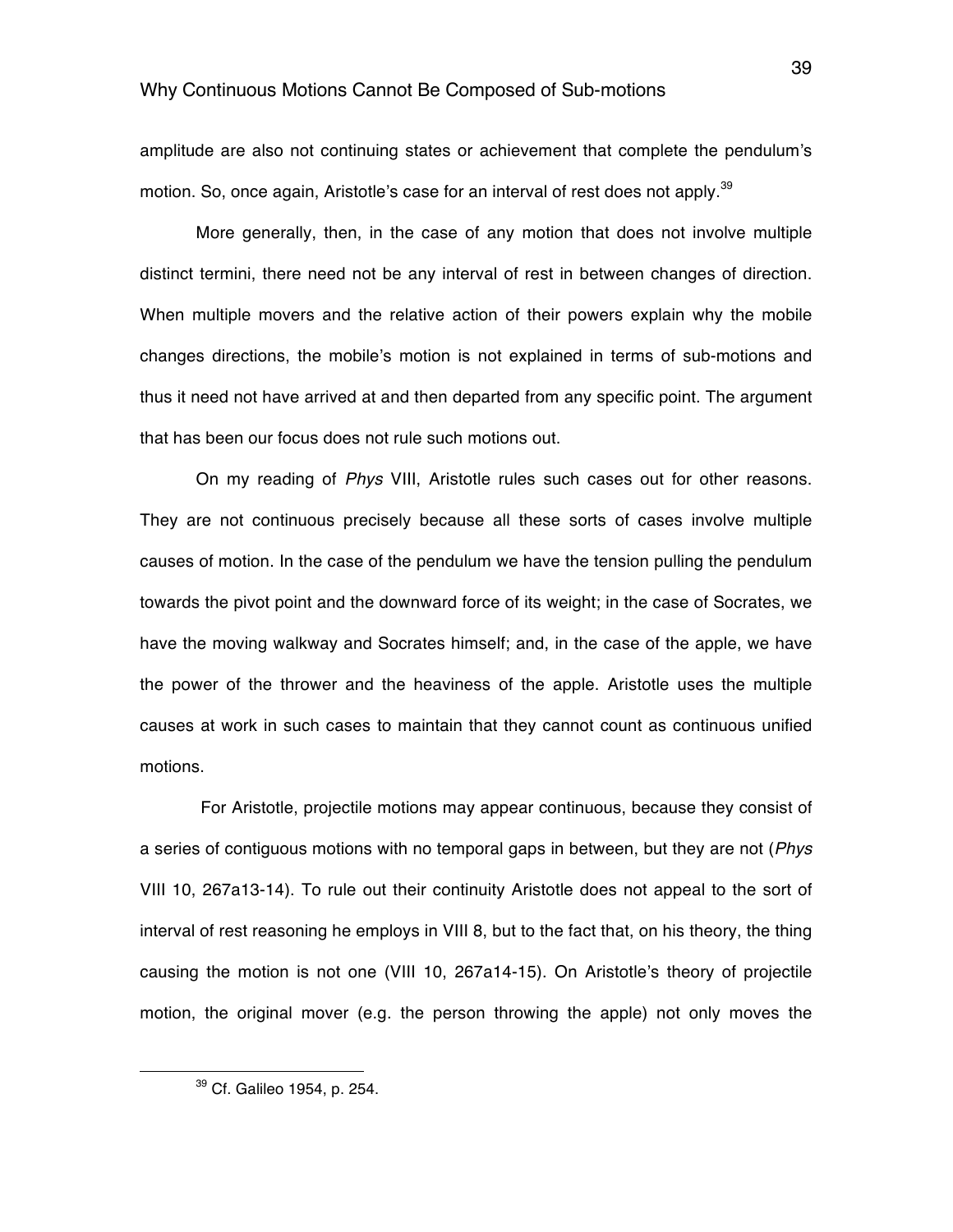amplitude are also not continuing states or achievement that complete the pendulum's motion. So, once again, Aristotle's case for an interval of rest does not apply.[39]

More generally, then, in the case of any motion that does not involve multiple distinct termini, there need not be any interval of rest in between changes of direction. When multiple movers and the relative action of their powers explain why the mobile changes directions, the mobile's motion is not explained in terms of sub-motions and thus it need not have arrived at and then departed from any specific point. The argument that has been our focus does not rule such motions out.

On my reading of *Phys* VIII, Aristotle rules such cases out for other reasons. They are not continuous precisely because all these sorts of cases involve multiple causes of motion. In the case of the pendulum we have the tension pulling the pendulum towards the pivot point and the downward force of its weight; in the case of Socrates, we have the moving walkway and Socrates himself; and, in the case of the apple, we have the power of the thrower and the heaviness of the apple. Aristotle uses the multiple causes at work in such cases to maintain that they cannot count as continuous unified motions.

For Aristotle, projectile motions may appear continuous, because they consist of a series of contiguous motions with no temporal gaps in between, but they are not (*Phys* VIII 10, 267a13-14). To rule out their continuity Aristotle does not appeal to the sort of interval of rest reasoning he employs in VIII 8, but to the fact that, on his theory, the thing causing the motion is not one (VIII 10, 267a14-15). On Aristotle's theory of projectile motion, the original mover (e.g. the person throwing the apple) not only moves the

[39] Cf. Galileo 1954, p. 254.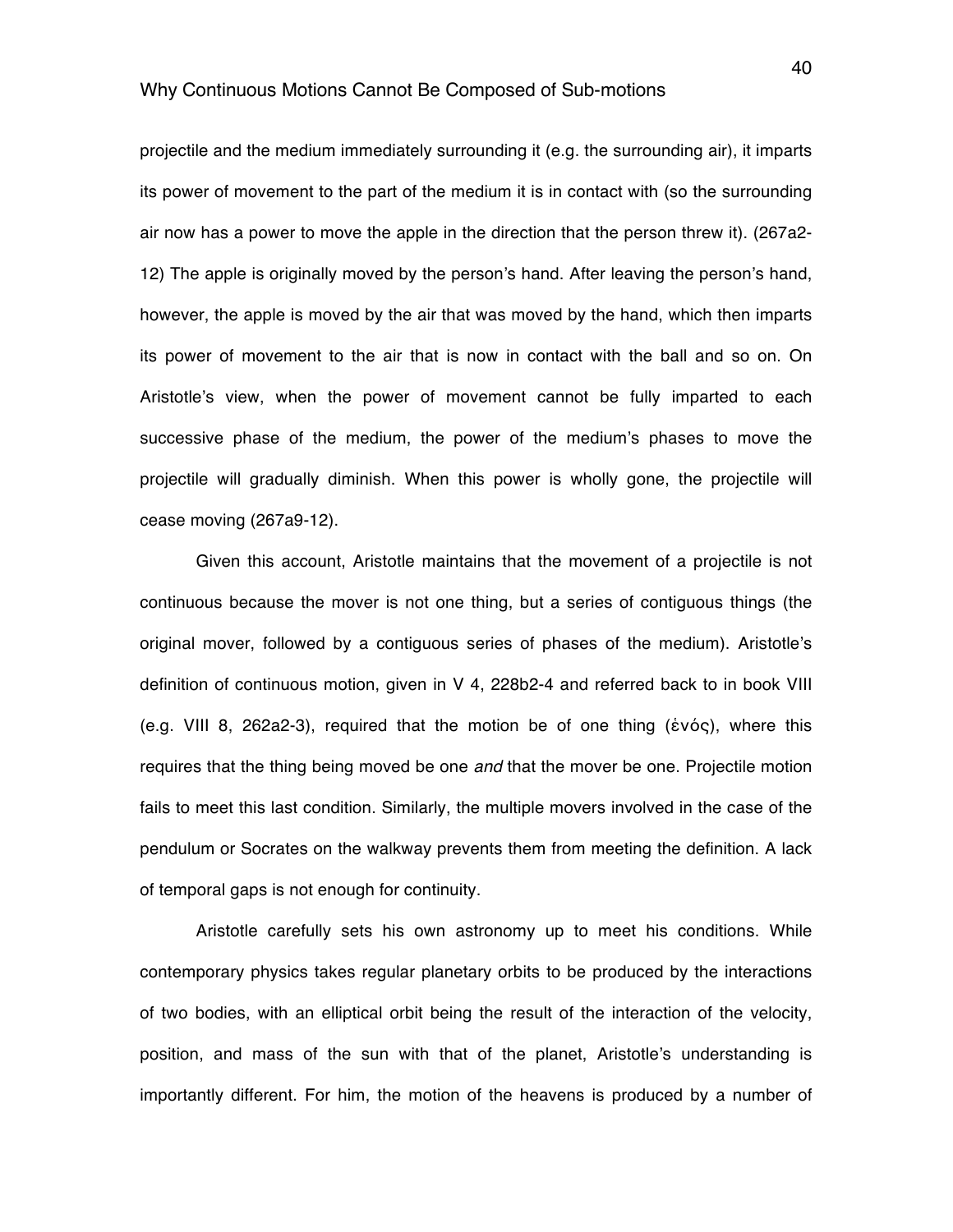projectile and the medium immediately surrounding it (e.g. the surrounding air), it imparts its power of movement to the part of the medium it is in contact with (so the surrounding air now has a power to move the apple in the direction that the person threw it). (267a2-12) The apple is originally moved by the person's hand. After leaving the person's hand, however, the apple is moved by the air that was moved by the hand, which then imparts its power of movement to the air that is now in contact with the ball and so on. On Aristotle's view, when the power of movement cannot be fully imparted to each successive phase of the medium, the power of the medium's phases to move the projectile will gradually diminish. When this power is wholly gone, the projectile will cease moving (267a9-12).

Given this account, Aristotle maintains that the movement of a projectile is not continuous because the mover is not one thing, but a series of contiguous things (the original mover, followed by a contiguous series of phases of the medium). Aristotle's definition of continuous motion, given in V 4, 228b2-4 and referred back to in book VIII (e.g. VIII 8, 262a2-3), required that the motion be of one thing (ἑνός), where this requires that the thing being moved be one *and* that the mover be one. Projectile motion fails to meet this last condition. Similarly, the multiple movers involved in the case of the pendulum or Socrates on the walkway prevents them from meeting the definition. A lack of temporal gaps is not enough for continuity.

Aristotle carefully sets his own astronomy up to meet his conditions. While contemporary physics takes regular planetary orbits to be produced by the interactions of two bodies, with an elliptical orbit being the result of the interaction of the velocity, position, and mass of the sun with that of the planet, Aristotle's understanding is importantly different. For him, the motion of the heavens is produced by a number of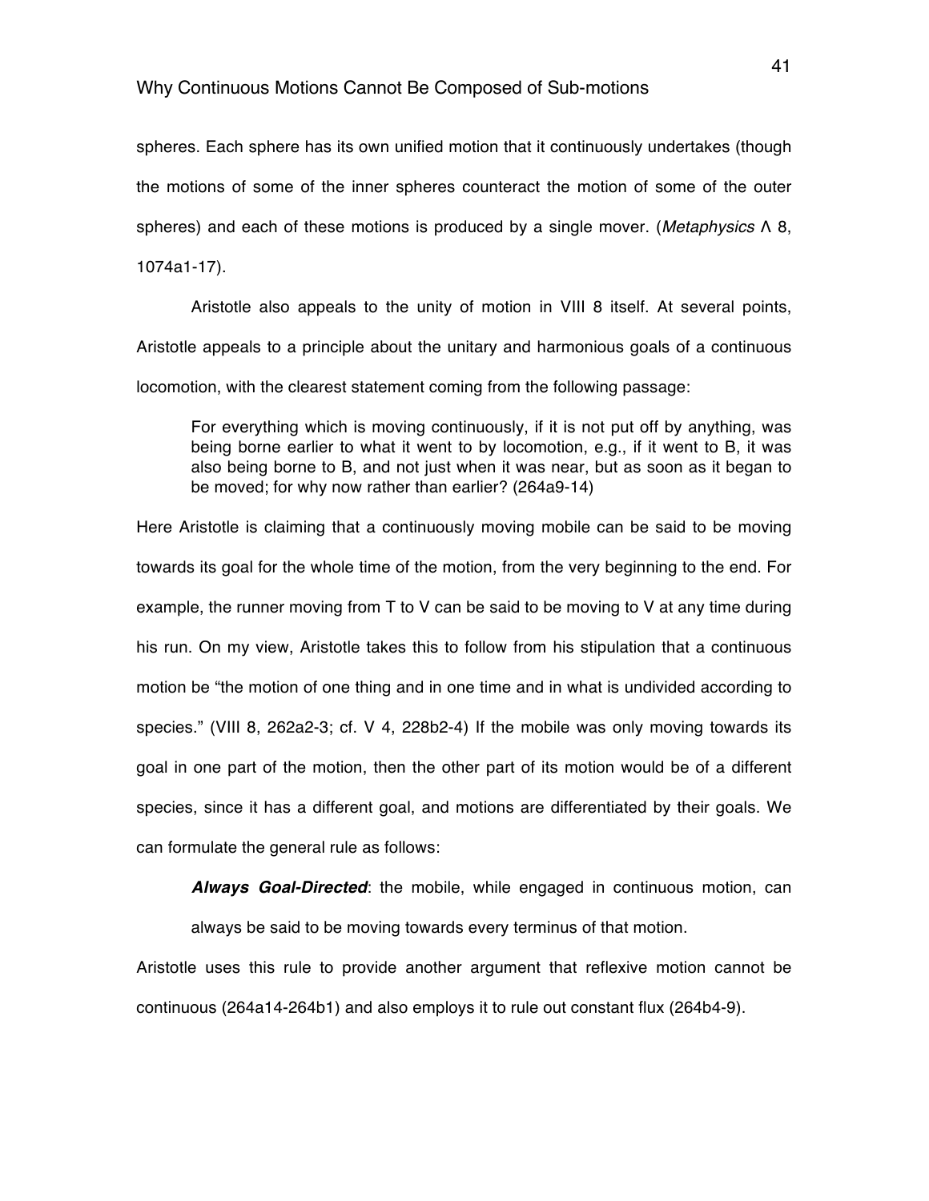spheres. Each sphere has its own unified motion that it continuously undertakes (though the motions of some of the inner spheres counteract the motion of some of the outer spheres) and each of these motions is produced by a single mover. (*Metaphysics* Λ 8, 1074a1-17).

Aristotle also appeals to the unity of motion in VIII 8 itself. At several points, Aristotle appeals to a principle about the unitary and harmonious goals of a continuous locomotion, with the clearest statement coming from the following passage:

> For everything which is moving continuously, if it is not put off by anything, was being borne earlier to what it went to by locomotion, e.g., if it went to B, it was also being borne to B, and not just when it was near, but as soon as it began to be moved; for why now rather than earlier? (264a9-14)

Here Aristotle is claiming that a continuously moving mobile can be said to be moving towards its goal for the whole time of the motion, from the very beginning to the end. For example, the runner moving from T to V can be said to be moving to V at any time during his run. On my view, Aristotle takes this to follow from his stipulation that a continuous motion be "the motion of one thing and in one time and in what is undivided according to species." (VIII 8, 262a2-3; cf. V 4, 228b2-4) If the mobile was only moving towards its goal in one part of the motion, then the other part of its motion would be of a different species, since it has a different goal, and motions are differentiated by their goals. We can formulate the general rule as follows:

> ***Always Goal-Directed***: the mobile, while engaged in continuous motion, can always be said to be moving towards every terminus of that motion.

Aristotle uses this rule to provide another argument that reflexive motion cannot be continuous (264a14-264b1) and also employs it to rule out constant flux (264b4-9).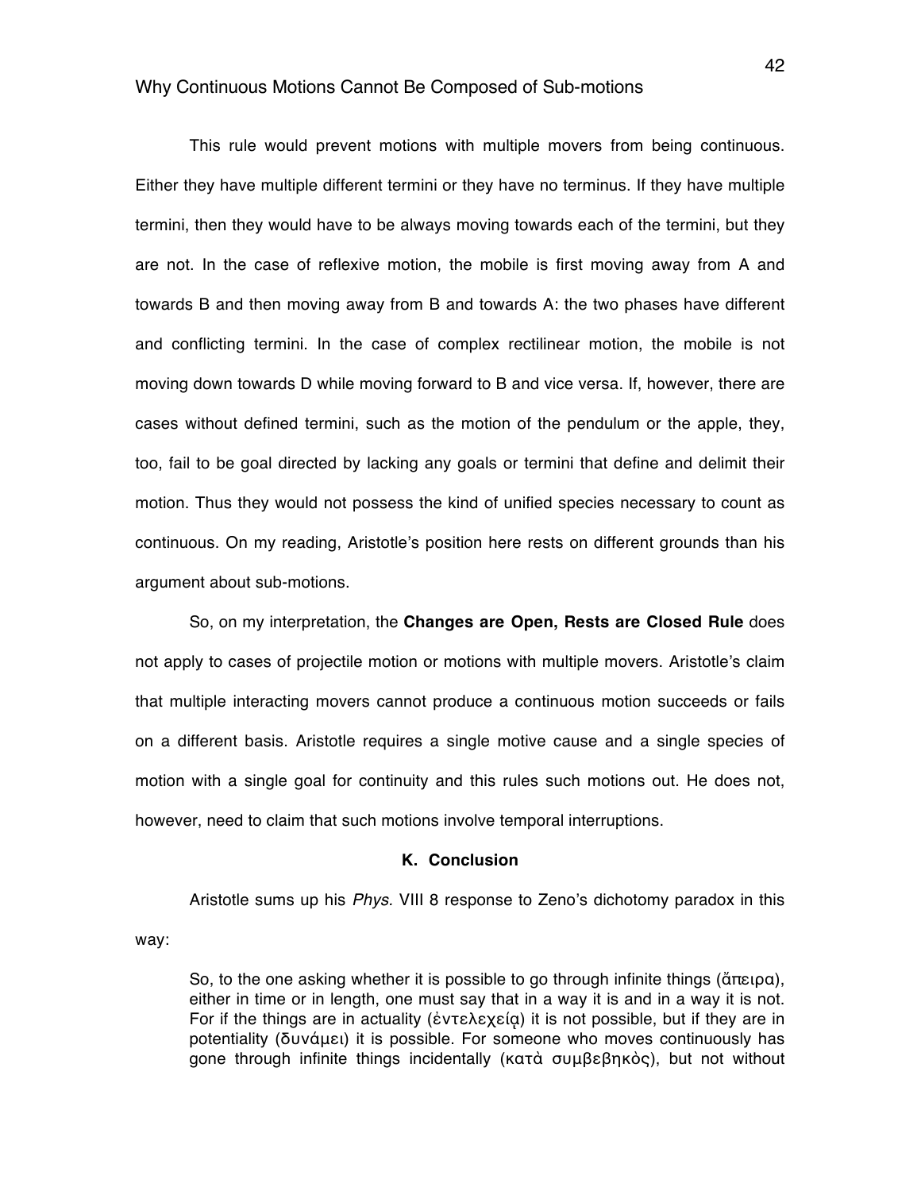This rule would prevent motions with multiple movers from being continuous. Either they have multiple different termini or they have no terminus. If they have multiple termini, then they would have to be always moving towards each of the termini, but they are not. In the case of reflexive motion, the mobile is first moving away from A and towards B and then moving away from B and towards A: the two phases have different and conflicting termini. In the case of complex rectilinear motion, the mobile is not moving down towards D while moving forward to B and vice versa. If, however, there are cases without defined termini, such as the motion of the pendulum or the apple, they, too, fail to be goal directed by lacking any goals or termini that define and delimit their motion. Thus they would not possess the kind of unified species necessary to count as continuous. On my reading, Aristotle's position here rests on different grounds than his argument about sub-motions.

So, on my interpretation, the **Changes are Open, Rests are Closed Rule** does not apply to cases of projectile motion or motions with multiple movers. Aristotle's claim that multiple interacting movers cannot produce a continuous motion succeeds or fails on a different basis. Aristotle requires a single motive cause and a single species of motion with a single goal for continuity and this rules such motions out. He does not, however, need to claim that such motions involve temporal interruptions.

### K. Conclusion

Aristotle sums up his *Phys.* VIII 8 response to Zeno's dichotomy paradox in this way:

> So, to the one asking whether it is possible to go through infinite things (ἄπειρα), either in time or in length, one must say that in a way it is and in a way it is not. For if the things are in actuality (ἐντελεχείᾳ) it is not possible, but if they are in potentiality (δυνάμει) it is possible. For someone who moves continuously has gone through infinite things incidentally (κατὰ συμβεβηκὸς), but not without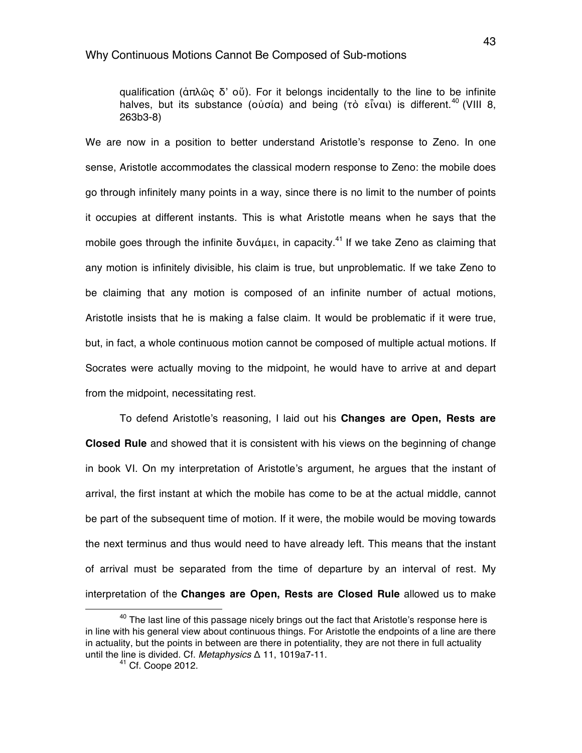> qualification (ἁπλῶς δ' οὔ). For it belongs incidentally to the line to be infinite halves, but its substance (οὐσία) and being (τὸ εἶναι) is different.[40] (VIII 8, 263b3-8)

We are now in a position to better understand Aristotle's response to Zeno. In one sense, Aristotle accommodates the classical modern response to Zeno: the mobile does go through infinitely many points in a way, since there is no limit to the number of points it occupies at different instants. This is what Aristotle means when he says that the mobile goes through the infinite δυνάμει, in capacity.[41] If we take Zeno as claiming that any motion is infinitely divisible, his claim is true, but unproblematic. If we take Zeno to be claiming that any motion is composed of an infinite number of actual motions, Aristotle insists that he is making a false claim. It would be problematic if it were true, but, in fact, a whole continuous motion cannot be composed of multiple actual motions. If Socrates were actually moving to the midpoint, he would have to arrive at and depart from the midpoint, necessitating rest.

To defend Aristotle's reasoning, I laid out his **Changes are Open, Rests are Closed Rule** and showed that it is consistent with his views on the beginning of change in book VI. On my interpretation of Aristotle's argument, he argues that the instant of arrival, the first instant at which the mobile has come to be at the actual middle, cannot be part of the subsequent time of motion. If it were, the mobile would be moving towards the next terminus and thus would need to have already left. This means that the instant of arrival must be separated from the time of departure by an interval of rest. My interpretation of the **Changes are Open, Rests are Closed Rule** allowed us to make

[40] The last line of this passage nicely brings out the fact that Aristotle's response here is in line with his general view about continuous things. For Aristotle the endpoints of a line are there in actuality, but the points in between are there in potentiality, they are not there in full actuality until the line is divided. Cf. *Metaphysics* Δ 11, 1019a7-11.

[41] Cf. Coope 2012.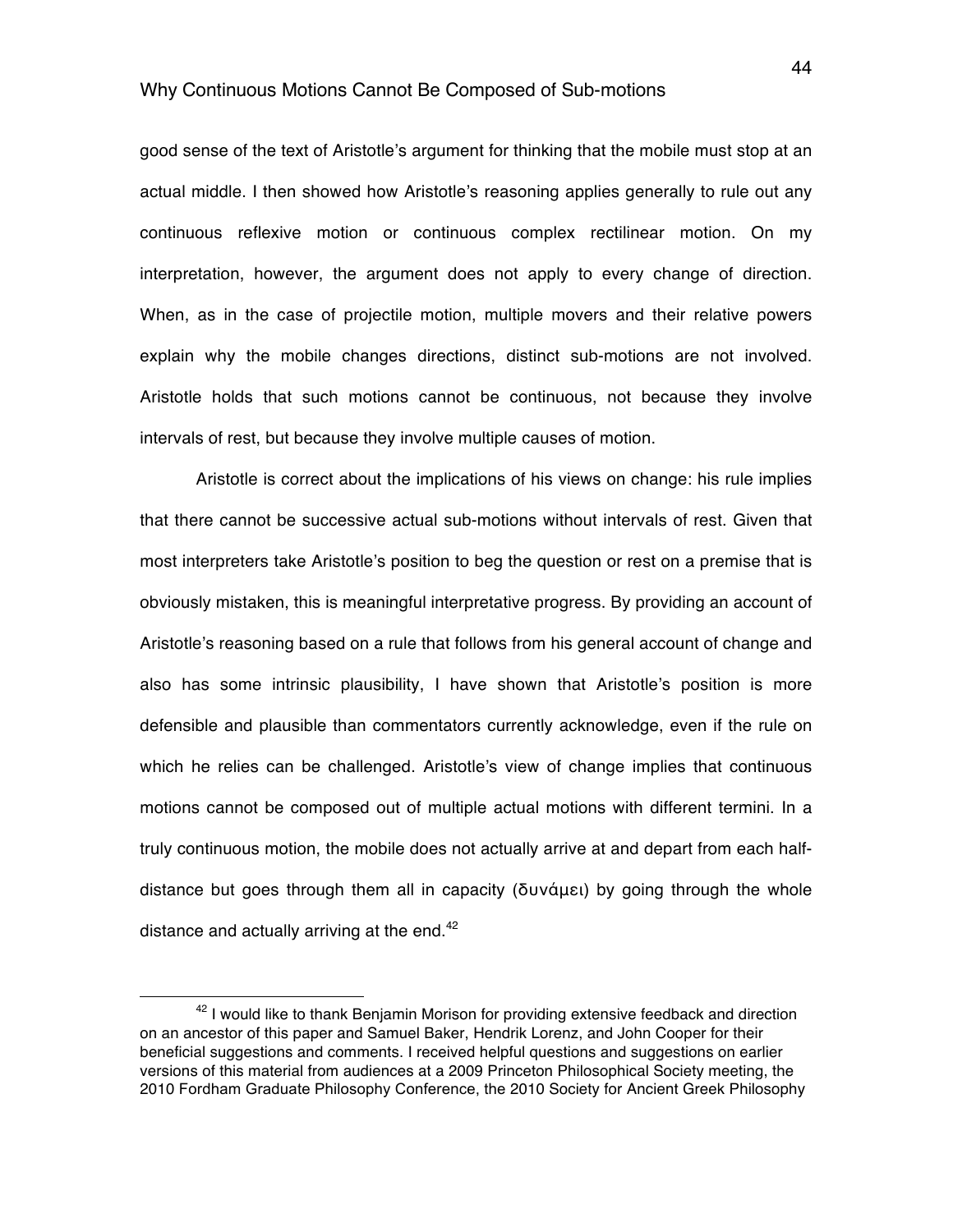good sense of the text of Aristotle's argument for thinking that the mobile must stop at an actual middle. I then showed how Aristotle's reasoning applies generally to rule out any continuous reflexive motion or continuous complex rectilinear motion. On my interpretation, however, the argument does not apply to every change of direction. When, as in the case of projectile motion, multiple movers and their relative powers explain why the mobile changes directions, distinct sub-motions are not involved. Aristotle holds that such motions cannot be continuous, not because they involve intervals of rest, but because they involve multiple causes of motion.

Aristotle is correct about the implications of his views on change: his rule implies that there cannot be successive actual sub-motions without intervals of rest. Given that most interpreters take Aristotle's position to beg the question or rest on a premise that is obviously mistaken, this is meaningful interpretative progress. By providing an account of Aristotle's reasoning based on a rule that follows from his general account of change and also has some intrinsic plausibility, I have shown that Aristotle's position is more defensible and plausible than commentators currently acknowledge, even if the rule on which he relies can be challenged. Aristotle's view of change implies that continuous motions cannot be composed out of multiple actual motions with different termini. In a truly continuous motion, the mobile does not actually arrive at and depart from each half-distance but goes through them all in capacity (δυνάμει) by going through the whole distance and actually arriving at the end.[42]

[42] I would like to thank Benjamin Morison for providing extensive feedback and direction on an ancestor of this paper and Samuel Baker, Hendrik Lorenz, and John Cooper for their beneficial suggestions and comments. I received helpful questions and suggestions on earlier versions of this material from audiences at a 2009 Princeton Philosophical Society meeting, the 2010 Fordham Graduate Philosophy Conference, the 2010 Society for Ancient Greek Philosophy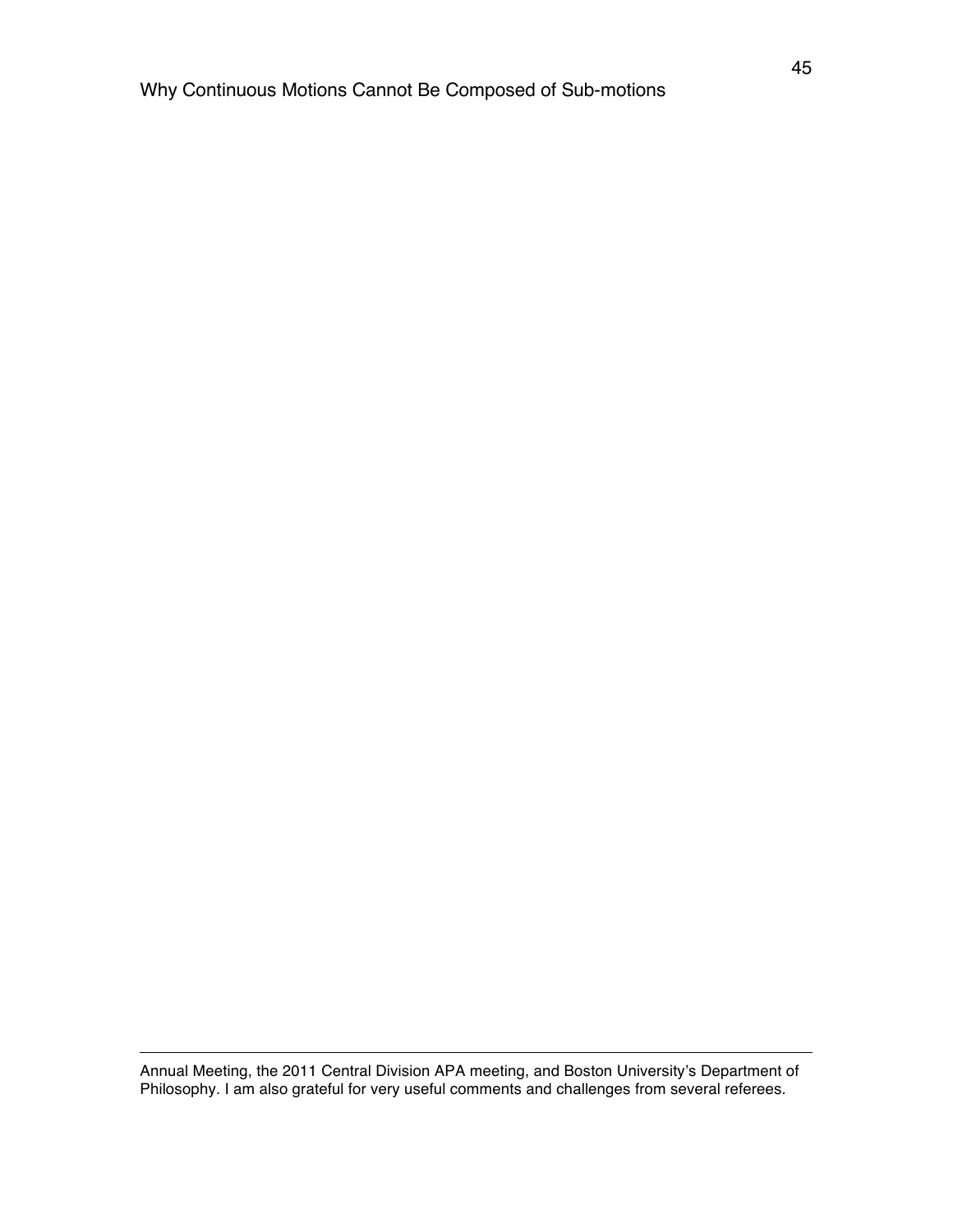Annual Meeting, the 2011 Central Division APA meeting, and Boston University's Department of Philosophy. I am also grateful for very useful comments and challenges from several referees.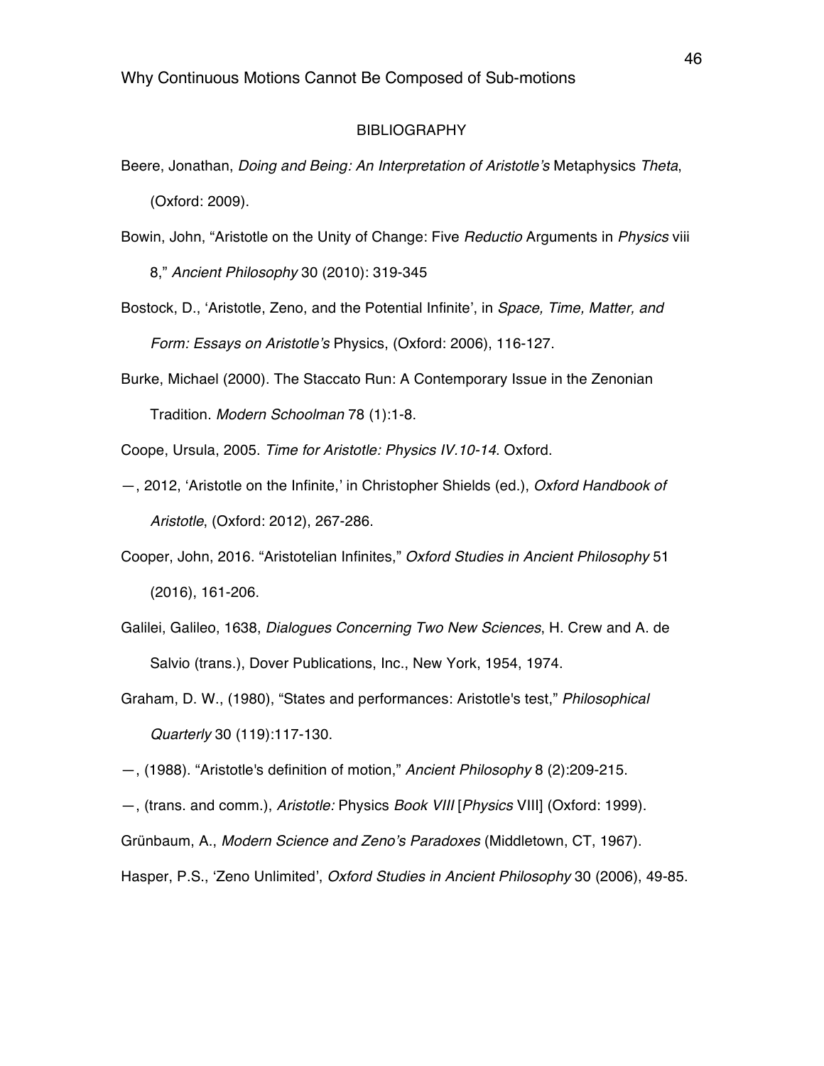## BIBLIOGRAPHY

Beere, Jonathan, *Doing and Being: An Interpretation of Aristotle's* Metaphysics *Theta*, (Oxford: 2009).

Bowin, John, "Aristotle on the Unity of Change: Five *Reductio* Arguments in *Physics* viii 8," *Ancient Philosophy* 30 (2010): 319-345

Bostock, D., 'Aristotle, Zeno, and the Potential Infinite', in *Space, Time, Matter, and Form: Essays on Aristotle's* Physics, (Oxford: 2006), 116-127.

Burke, Michael (2000). The Staccato Run: A Contemporary Issue in the Zenonian Tradition. *Modern Schoolman* 78 (1):1-8.

Coope, Ursula, 2005. *Time for Aristotle: Physics IV.10-14*. Oxford.

—, 2012, 'Aristotle on the Infinite,' in Christopher Shields (ed.), *Oxford Handbook of Aristotle*, (Oxford: 2012), 267-286.

Cooper, John, 2016. "Aristotelian Infinites," *Oxford Studies in Ancient Philosophy* 51 (2016), 161-206.

Galilei, Galileo, 1638, *Dialogues Concerning Two New Sciences*, H. Crew and A. de Salvio (trans.), Dover Publications, Inc., New York, 1954, 1974.

Graham, D. W., (1980), "States and performances: Aristotle's test," *Philosophical Quarterly* 30 (119):117-130.

—, (1988). "Aristotle's definition of motion," *Ancient Philosophy* 8 (2):209-215.

—, (trans. and comm.), *Aristotle:* Physics *Book VIII* [*Physics* VIII] (Oxford: 1999).

Grünbaum, A., *Modern Science and Zeno's Paradoxes* (Middletown, CT, 1967).

Hasper, P.S., 'Zeno Unlimited', *Oxford Studies in Ancient Philosophy* 30 (2006), 49-85.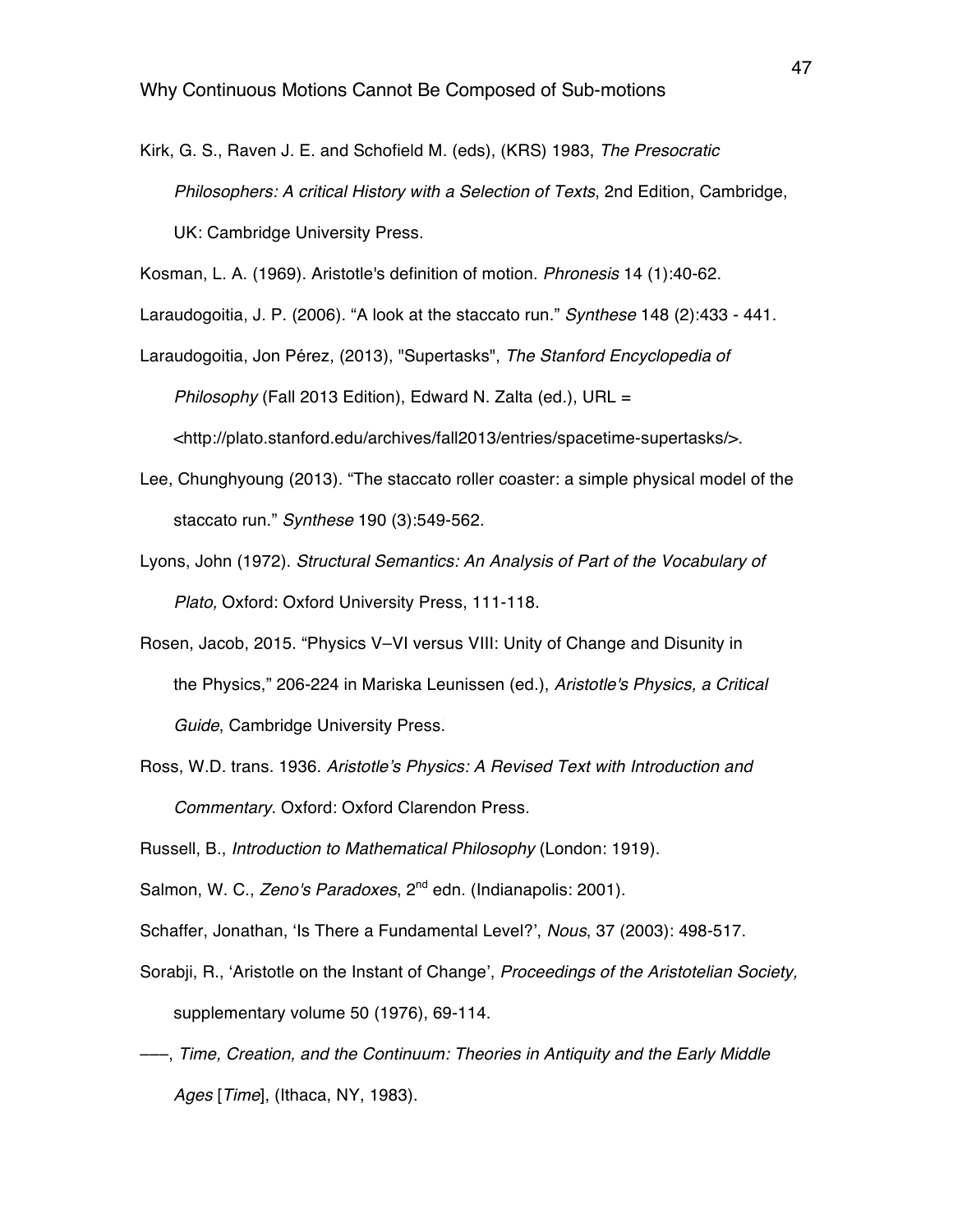Kirk, G. S., Raven J. E. and Schofield M. (eds), (KRS) 1983, *The Presocratic Philosophers: A critical History with a Selection of Texts*, 2nd Edition, Cambridge, UK: Cambridge University Press.

Kosman, L. A. (1969). Aristotle's definition of motion. *Phronesis* 14 (1):40-62.

Laraudogoitia, J. P. (2006). "A look at the staccato run." *Synthese* 148 (2):433 - 441.

Laraudogoitia, Jon Pérez, (2013), "Supertasks", *The Stanford Encyclopedia of Philosophy* (Fall 2013 Edition), Edward N. Zalta (ed.), URL = <http://plato.stanford.edu/archives/fall2013/entries/spacetime-supertasks/>.

Lee, Chunghyoung (2013). "The staccato roller coaster: a simple physical model of the staccato run." *Synthese* 190 (3):549-562.

Lyons, John (1972). *Structural Semantics: An Analysis of Part of the Vocabulary of Plato,* Oxford: Oxford University Press, 111-118.

Rosen, Jacob, 2015. "Physics V–VI versus VIII: Unity of Change and Disunity in the Physics," 206-224 in Mariska Leunissen (ed.), *Aristotle's Physics, a Critical Guide*, Cambridge University Press.

Ross, W.D. trans. 1936. *Aristotle's Physics: A Revised Text with Introduction and Commentary*. Oxford: Oxford Clarendon Press.

Russell, B., *Introduction to Mathematical Philosophy* (London: 1919).

Salmon, W. C., *Zeno's Paradoxes*, 2nd edn. (Indianapolis: 2001).

Schaffer, Jonathan, 'Is There a Fundamental Level?', *Nous*, 37 (2003): 498-517.

Sorabji, R., 'Aristotle on the Instant of Change', *Proceedings of the Aristotelian Society,* supplementary volume 50 (1976), 69-114.

——, *Time, Creation, and the Continuum: Theories in Antiquity and the Early Middle Ages* [*Time*], (Ithaca, NY, 1983).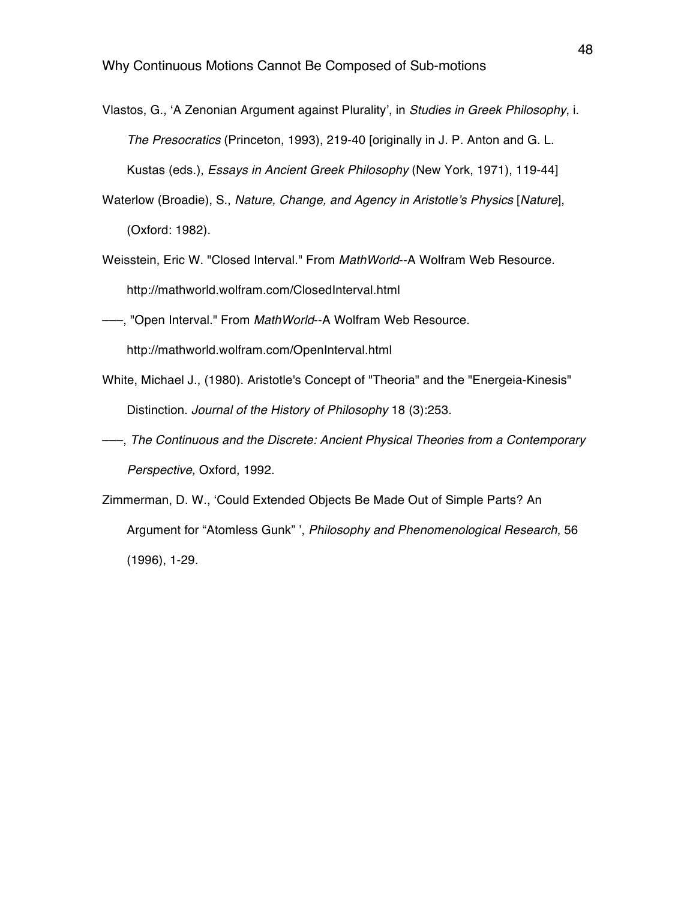Vlastos, G., 'A Zenonian Argument against Plurality', in *Studies in Greek Philosophy*, i. *The Presocratics* (Princeton, 1993), 219-40 [originally in J. P. Anton and G. L. Kustas (eds.), *Essays in Ancient Greek Philosophy* (New York, 1971), 119-44]

Waterlow (Broadie), S., *Nature, Change, and Agency in Aristotle's Physics* [*Nature*], (Oxford: 1982).

Weisstein, Eric W. "Closed Interval." From *MathWorld*--A Wolfram Web Resource. http://mathworld.wolfram.com/ClosedInterval.html

——, "Open Interval." From *MathWorld*--A Wolfram Web Resource. http://mathworld.wolfram.com/OpenInterval.html

White, Michael J., (1980). Aristotle's Concept of "Theoria" and the "Energeia-Kinesis" Distinction. *Journal of the History of Philosophy* 18 (3):253.

——, *The Continuous and the Discrete: Ancient Physical Theories from a Contemporary Perspective,* Oxford, 1992.

Zimmerman, D. W., 'Could Extended Objects Be Made Out of Simple Parts? An Argument for "Atomless Gunk" ', *Philosophy and Phenomenological Research*, 56 (1996), 1-29.